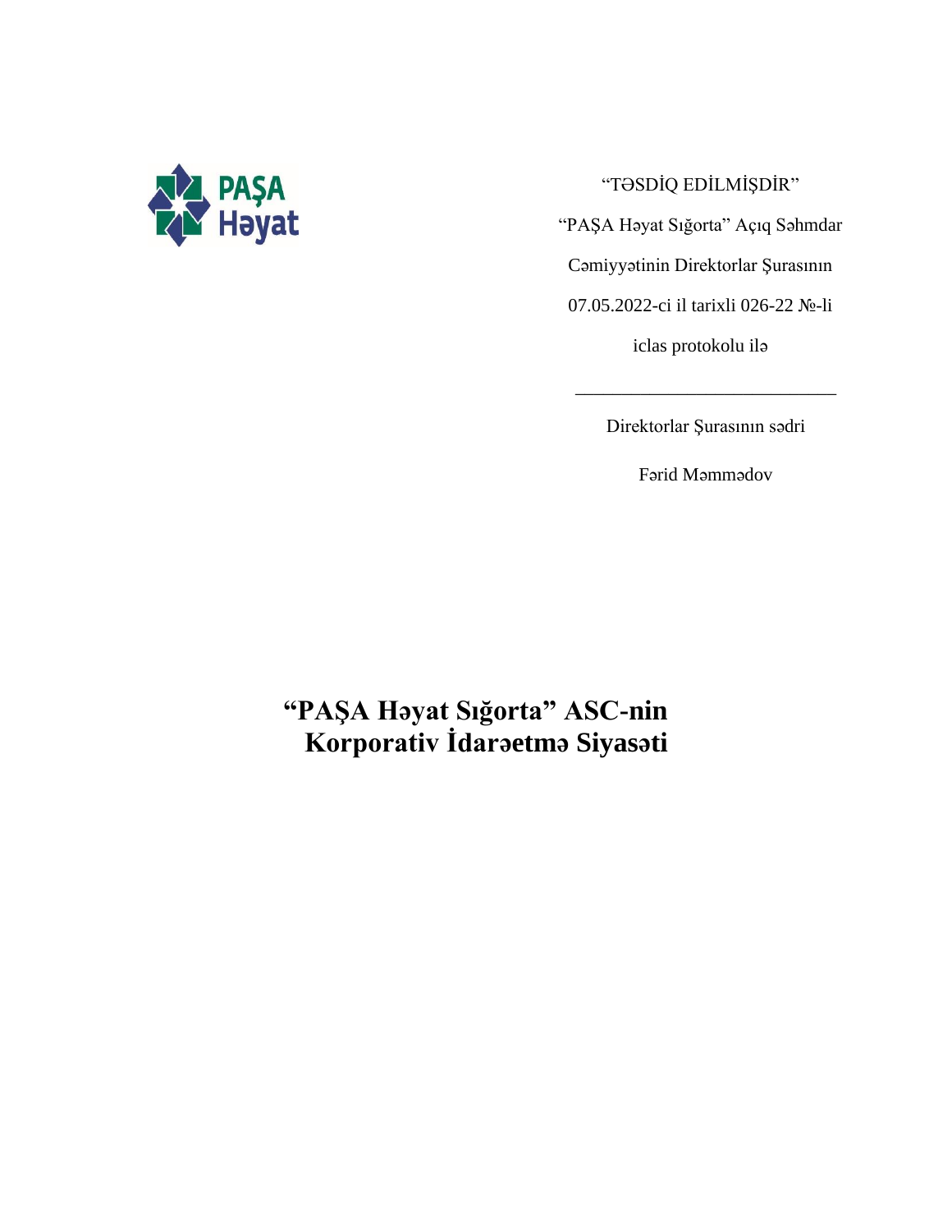PAŞA Həyat

“TƏSDİQ EDİLMİŞDİR”

“PAŞA Həyat Sığorta” Açıq Səhmdar

Cəmiyyətinin Direktorlar Şurasının

07.05.2022-ci il tarixli 026-22 №-li

iclas protokolu ilə

______________________________

Direktorlar Şurasının sədri

Fərid Məmmədov

# “PAŞA Həyat Sığorta” ASC-nin Korporativ İdarəetmə Siyasəti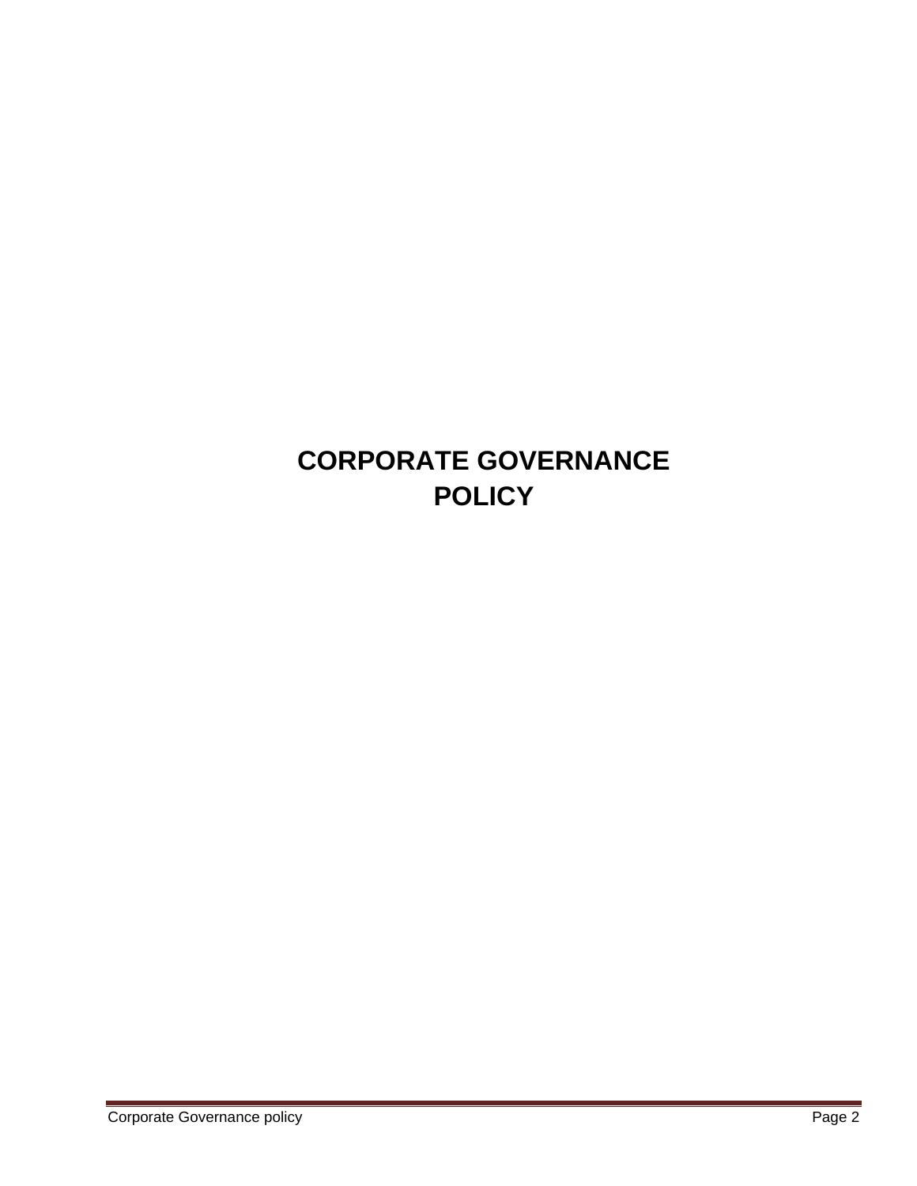# CORPORATE GOVERNANCE POLICY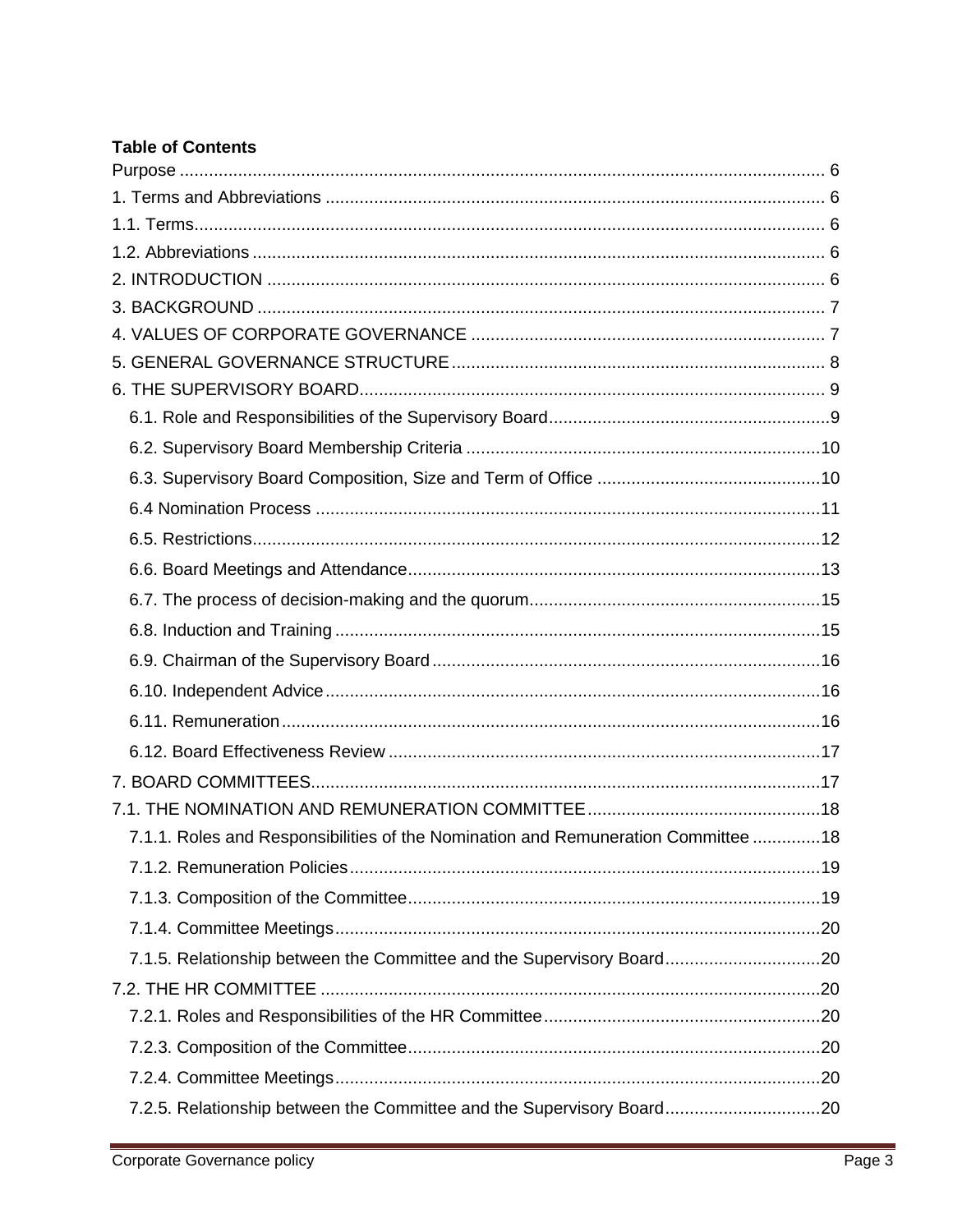**Table of Contents**

Purpose ........................................................................................................................ 6
1. Terms and Abbreviations ....................................................................................... 6
1.1. Terms.................................................................................................................. 6
1.2. Abbreviations ...................................................................................................... 6
2. INTRODUCTION .................................................................................................. 6
3. BACKGROUND .................................................................................................... 7
4. VALUES OF CORPORATE GOVERNANCE ........................................................ 7
5. GENERAL GOVERNANCE STRUCTURE ............................................................ 8
6. THE SUPERVISORY BOARD............................................................................... 9
  6.1. Role and Responsibilities of the Supervisory Board..........................................9
  6.2. Supervisory Board Membership Criteria .........................................................10
  6.3. Supervisory Board Composition, Size and Term of Office ..............................10
  6.4 Nomination Process ........................................................................................11
  6.5. Restrictions.....................................................................................................12
  6.6. Board Meetings and Attendance.....................................................................13
  6.7. The process of decision-making and the quorum............................................15
  6.8. Induction and Training ....................................................................................15
  6.9. Chairman of the Supervisory Board ................................................................16
  6.10. Independent Advice ......................................................................................16
  6.11. Remuneration...............................................................................................16
  6.12. Board Effectiveness Review .........................................................................17
7. BOARD COMMITTEES.........................................................................................17
7.1. THE NOMINATION AND REMUNERATION COMMITTEE ................................18
  7.1.1. Roles and Responsibilities of the Nomination and Remuneration Committee ..............18
  7.1.2. Remuneration Policies.................................................................................19
  7.1.3. Composition of the Committee.....................................................................19
  7.1.4. Committee Meetings....................................................................................20
  7.1.5. Relationship between the Committee and the Supervisory Board................................20
7.2. THE HR COMMITTEE .......................................................................................20
  7.2.1. Roles and Responsibilities of the HR Committee..........................................20
  7.2.3. Composition of the Committee.....................................................................20
  7.2.4. Committee Meetings....................................................................................20
  7.2.5. Relationship between the Committee and the Supervisory Board................................20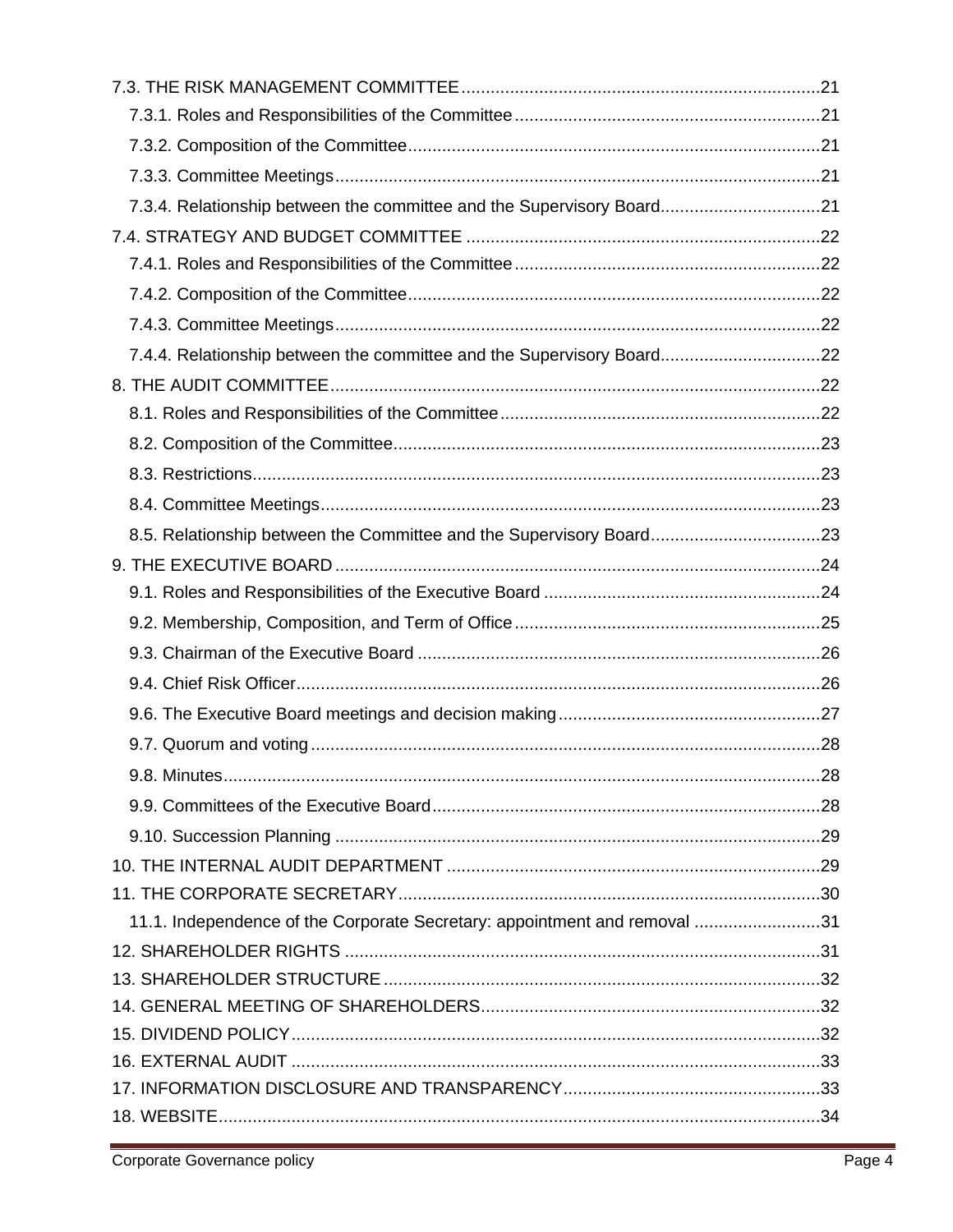- 7.3. THE RISK MANAGEMENT COMMITTEE .......... 21
  - 7.3.1. Roles and Responsibilities of the Committee .......... 21
  - 7.3.2. Composition of the Committee .......... 21
  - 7.3.3. Committee Meetings .......... 21
  - 7.3.4. Relationship between the committee and the Supervisory Board .......... 21
- 7.4. STRATEGY AND BUDGET COMMITTEE .......... 22
  - 7.4.1. Roles and Responsibilities of the Committee .......... 22
  - 7.4.2. Composition of the Committee .......... 22
  - 7.4.3. Committee Meetings .......... 22
  - 7.4.4. Relationship between the committee and the Supervisory Board .......... 22
- 8. THE AUDIT COMMITTEE .......... 22
  - 8.1. Roles and Responsibilities of the Committee .......... 22
  - 8.2. Composition of the Committee .......... 23
  - 8.3. Restrictions .......... 23
  - 8.4. Committee Meetings .......... 23
  - 8.5. Relationship between the Committee and the Supervisory Board .......... 23
- 9. THE EXECUTIVE BOARD .......... 24
  - 9.1. Roles and Responsibilities of the Executive Board .......... 24
  - 9.2. Membership, Composition, and Term of Office .......... 25
  - 9.3. Chairman of the Executive Board .......... 26
  - 9.4. Chief Risk Officer .......... 26
  - 9.6. The Executive Board meetings and decision making .......... 27
  - 9.7. Quorum and voting .......... 28
  - 9.8. Minutes .......... 28
  - 9.9. Committees of the Executive Board .......... 28
  - 9.10. Succession Planning .......... 29
- 10. THE INTERNAL AUDIT DEPARTMENT .......... 29
- 11. THE CORPORATE SECRETARY .......... 30
  - 11.1. Independence of the Corporate Secretary: appointment and removal .......... 31
- 12. SHAREHOLDER RIGHTS .......... 31
- 13. SHAREHOLDER STRUCTURE .......... 32
- 14. GENERAL MEETING OF SHAREHOLDERS .......... 32
- 15. DIVIDEND POLICY .......... 32
- 16. EXTERNAL AUDIT .......... 33
- 17. INFORMATION DISCLOSURE AND TRANSPARENCY .......... 33
- 18. WEBSITE .......... 34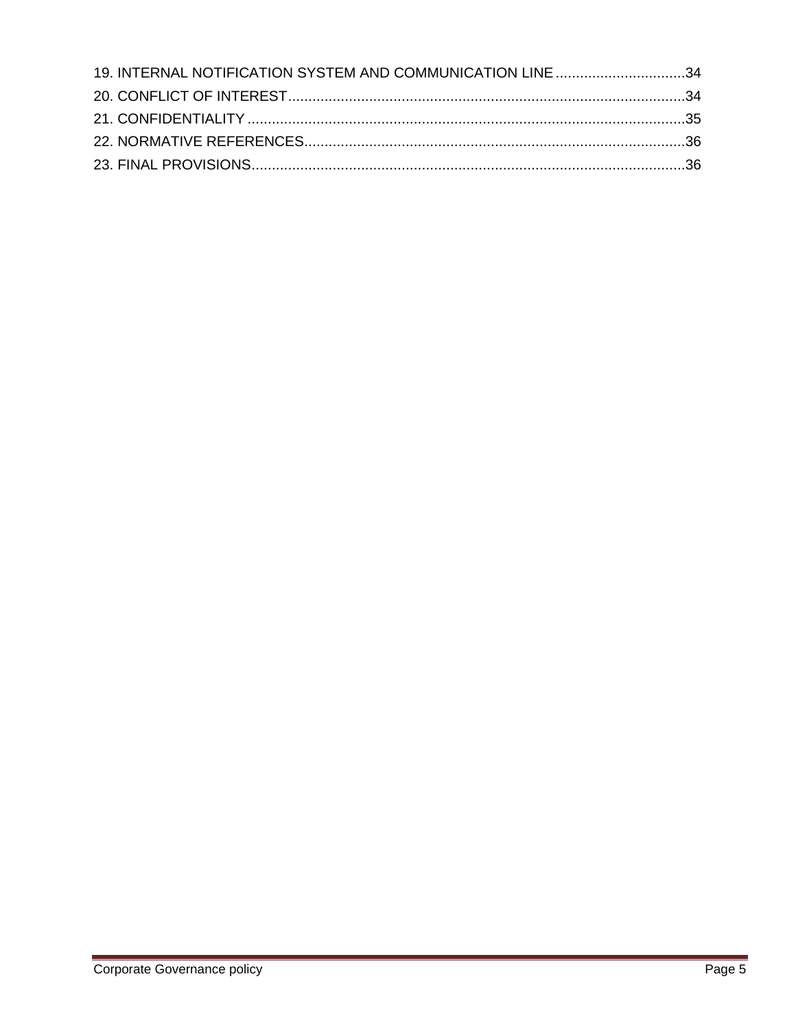19. INTERNAL NOTIFICATION SYSTEM AND COMMUNICATION LINE ................................34
20. CONFLICT OF INTEREST..................................................................................................34
21. CONFIDENTIALITY ............................................................................................................35
22. NORMATIVE REFERENCES..............................................................................................36
23. FINAL PROVISIONS...........................................................................................................36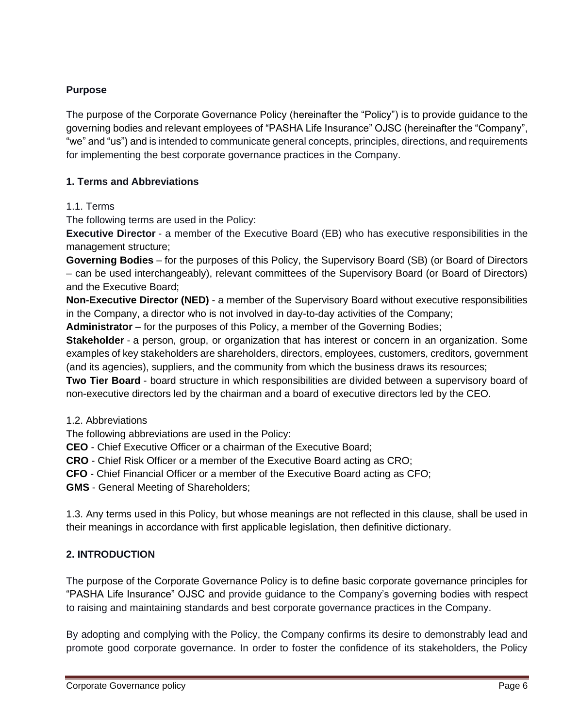**Purpose**

The purpose of the Corporate Governance Policy (hereinafter the "Policy") is to provide guidance to the governing bodies and relevant employees of "PASHA Life Insurance" OJSC (hereinafter the "Company", "we" and "us") and is intended to communicate general concepts, principles, directions, and requirements for implementing the best corporate governance practices in the Company.

## 1. Terms and Abbreviations

1.1. Terms

The following terms are used in the Policy:

**Executive Director** - a member of the Executive Board (EB) who has executive responsibilities in the management structure;

**Governing Bodies** – for the purposes of this Policy, the Supervisory Board (SB) (or Board of Directors – can be used interchangeably), relevant committees of the Supervisory Board (or Board of Directors) and the Executive Board;

**Non-Executive Director (NED)** - a member of the Supervisory Board without executive responsibilities in the Company, a director who is not involved in day-to-day activities of the Company;

**Administrator** – for the purposes of this Policy, a member of the Governing Bodies;

**Stakeholder** - a person, group, or organization that has interest or concern in an organization. Some examples of key stakeholders are shareholders, directors, employees, customers, creditors, government (and its agencies), suppliers, and the community from which the business draws its resources;

**Two Tier Board** - board structure in which responsibilities are divided between a supervisory board of non-executive directors led by the chairman and a board of executive directors led by the CEO.

1.2. Abbreviations

The following abbreviations are used in the Policy:

**CEO** - Chief Executive Officer or a chairman of the Executive Board;

**CRO** - Chief Risk Officer or a member of the Executive Board acting as CRO;

**CFO** - Chief Financial Officer or a member of the Executive Board acting as CFO;

**GMS** - General Meeting of Shareholders;

1.3. Any terms used in this Policy, but whose meanings are not reflected in this clause, shall be used in their meanings in accordance with first applicable legislation, then definitive dictionary.

## 2. INTRODUCTION

The purpose of the Corporate Governance Policy is to define basic corporate governance principles for "PASHA Life Insurance" OJSC and provide guidance to the Company's governing bodies with respect to raising and maintaining standards and best corporate governance practices in the Company.

By adopting and complying with the Policy, the Company confirms its desire to demonstrably lead and promote good corporate governance. In order to foster the confidence of its stakeholders, the Policy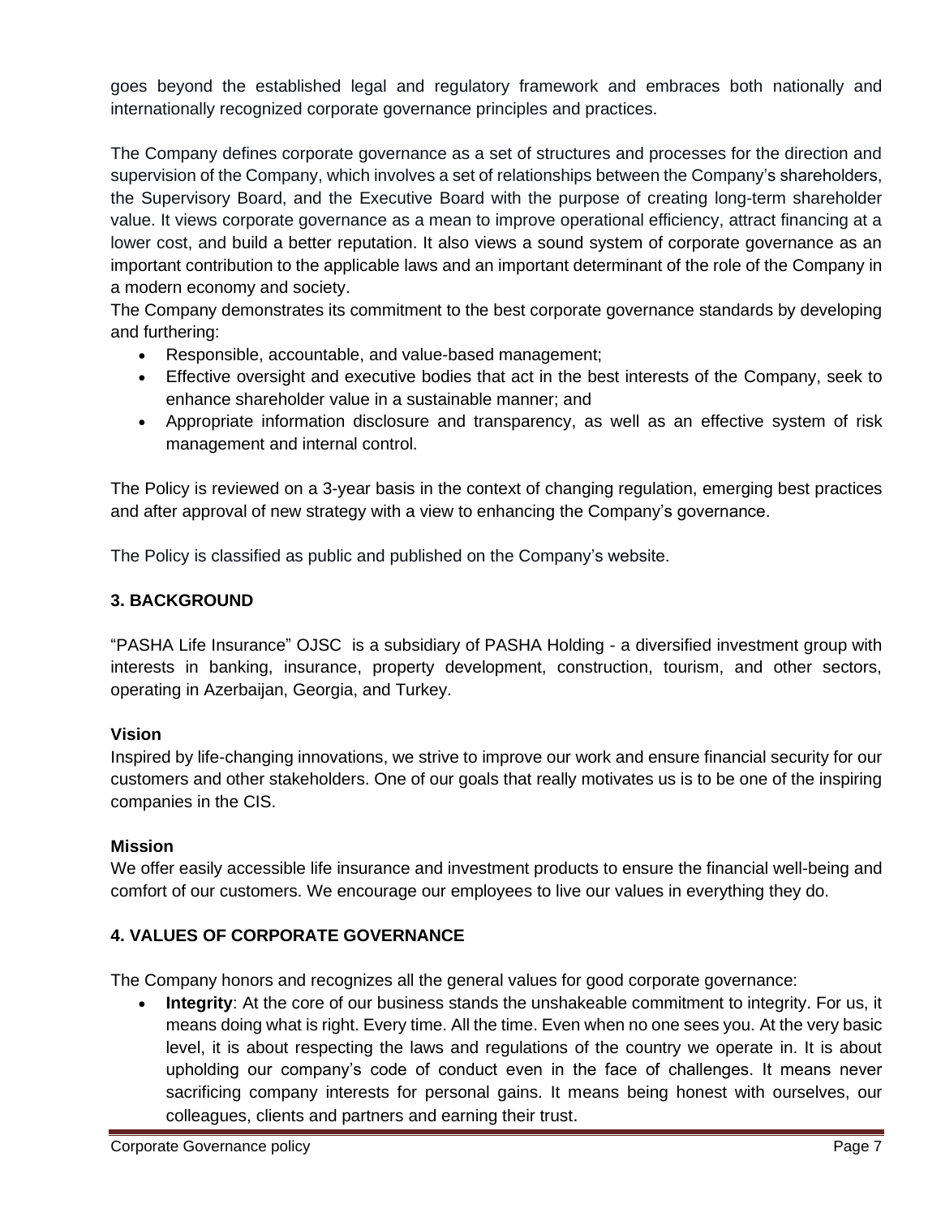goes beyond the established legal and regulatory framework and embraces both nationally and internationally recognized corporate governance principles and practices.

The Company defines corporate governance as a set of structures and processes for the direction and supervision of the Company, which involves a set of relationships between the Company's shareholders, the Supervisory Board, and the Executive Board with the purpose of creating long-term shareholder value. It views corporate governance as a mean to improve operational efficiency, attract financing at a lower cost, and build a better reputation. It also views a sound system of corporate governance as an important contribution to the applicable laws and an important determinant of the role of the Company in a modern economy and society.

The Company demonstrates its commitment to the best corporate governance standards by developing and furthering:

- Responsible, accountable, and value-based management;
- Effective oversight and executive bodies that act in the best interests of the Company, seek to enhance shareholder value in a sustainable manner; and
- Appropriate information disclosure and transparency, as well as an effective system of risk management and internal control.

The Policy is reviewed on a 3-year basis in the context of changing regulation, emerging best practices and after approval of new strategy with a view to enhancing the Company's governance.

The Policy is classified as public and published on the Company's website.

## 3. BACKGROUND

"PASHA Life Insurance" OJSC is a subsidiary of PASHA Holding - a diversified investment group with interests in banking, insurance, property development, construction, tourism, and other sectors, operating in Azerbaijan, Georgia, and Turkey.

### Vision

Inspired by life-changing innovations, we strive to improve our work and ensure financial security for our customers and other stakeholders. One of our goals that really motivates us is to be one of the inspiring companies in the CIS.

### Mission

We offer easily accessible life insurance and investment products to ensure the financial well-being and comfort of our customers. We encourage our employees to live our values in everything they do.

## 4. VALUES OF CORPORATE GOVERNANCE

The Company honors and recognizes all the general values for good corporate governance:

- **Integrity**: At the core of our business stands the unshakeable commitment to integrity. For us, it means doing what is right. Every time. All the time. Even when no one sees you. At the very basic level, it is about respecting the laws and regulations of the country we operate in. It is about upholding our company's code of conduct even in the face of challenges. It means never sacrificing company interests for personal gains. It means being honest with ourselves, our colleagues, clients and partners and earning their trust.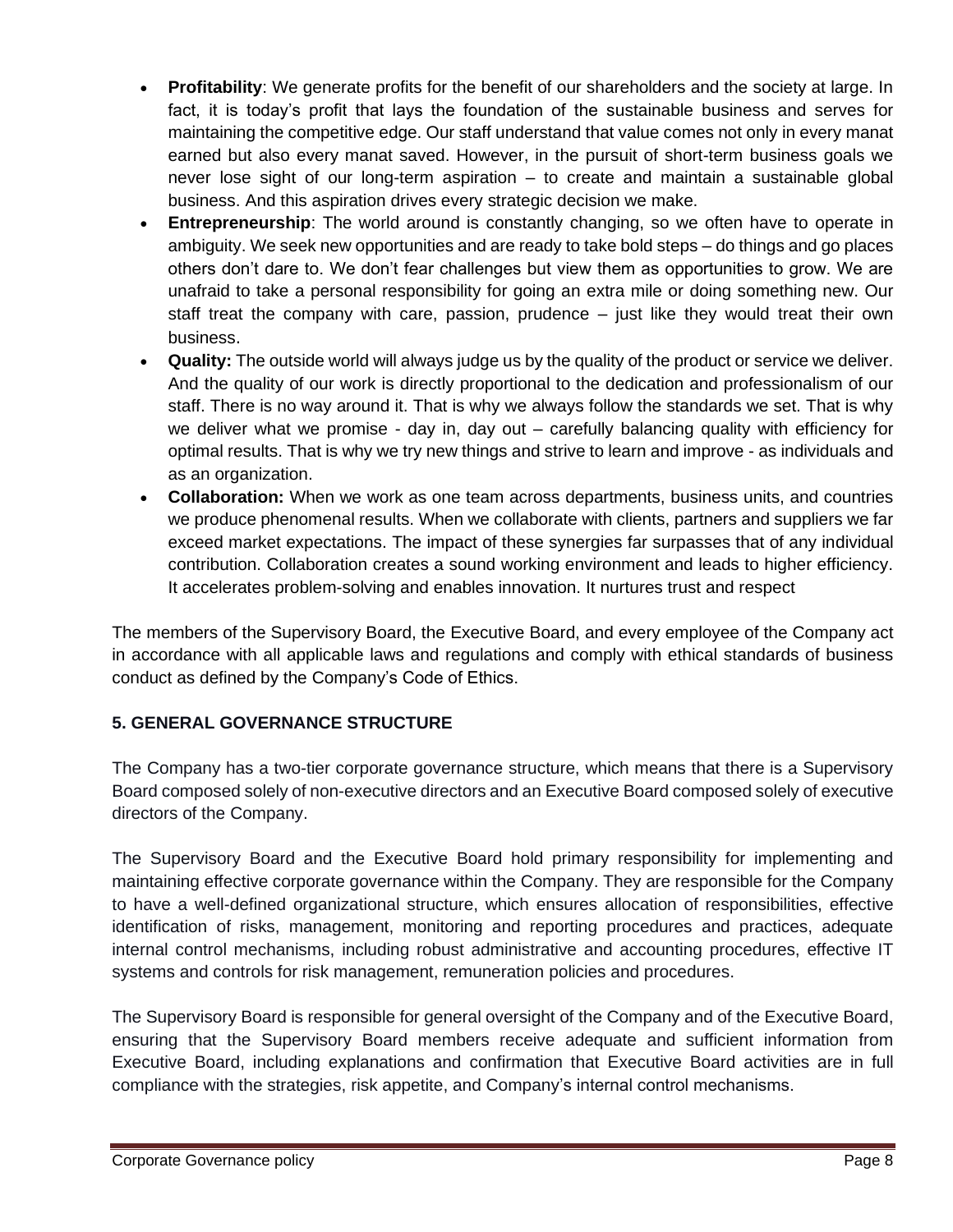- **Profitability**: We generate profits for the benefit of our shareholders and the society at large. In fact, it is today's profit that lays the foundation of the sustainable business and serves for maintaining the competitive edge. Our staff understand that value comes not only in every manat earned but also every manat saved. However, in the pursuit of short-term business goals we never lose sight of our long-term aspiration – to create and maintain a sustainable global business. And this aspiration drives every strategic decision we make.
- **Entrepreneurship**: The world around is constantly changing, so we often have to operate in ambiguity. We seek new opportunities and are ready to take bold steps – do things and go places others don't dare to. We don't fear challenges but view them as opportunities to grow. We are unafraid to take a personal responsibility for going an extra mile or doing something new. Our staff treat the company with care, passion, prudence – just like they would treat their own business.
- **Quality:** The outside world will always judge us by the quality of the product or service we deliver. And the quality of our work is directly proportional to the dedication and professionalism of our staff. There is no way around it. That is why we always follow the standards we set. That is why we deliver what we promise - day in, day out – carefully balancing quality with efficiency for optimal results. That is why we try new things and strive to learn and improve - as individuals and as an organization.
- **Collaboration:** When we work as one team across departments, business units, and countries we produce phenomenal results. When we collaborate with clients, partners and suppliers we far exceed market expectations. The impact of these synergies far surpasses that of any individual contribution. Collaboration creates a sound working environment and leads to higher efficiency. It accelerates problem-solving and enables innovation. It nurtures trust and respect

The members of the Supervisory Board, the Executive Board, and every employee of the Company act in accordance with all applicable laws and regulations and comply with ethical standards of business conduct as defined by the Company's Code of Ethics.

## 5. GENERAL GOVERNANCE STRUCTURE

The Company has a two-tier corporate governance structure, which means that there is a Supervisory Board composed solely of non-executive directors and an Executive Board composed solely of executive directors of the Company.

The Supervisory Board and the Executive Board hold primary responsibility for implementing and maintaining effective corporate governance within the Company. They are responsible for the Company to have a well-defined organizational structure, which ensures allocation of responsibilities, effective identification of risks, management, monitoring and reporting procedures and practices, adequate internal control mechanisms, including robust administrative and accounting procedures, effective IT systems and controls for risk management, remuneration policies and procedures.

The Supervisory Board is responsible for general oversight of the Company and of the Executive Board, ensuring that the Supervisory Board members receive adequate and sufficient information from Executive Board, including explanations and confirmation that Executive Board activities are in full compliance with the strategies, risk appetite, and Company's internal control mechanisms.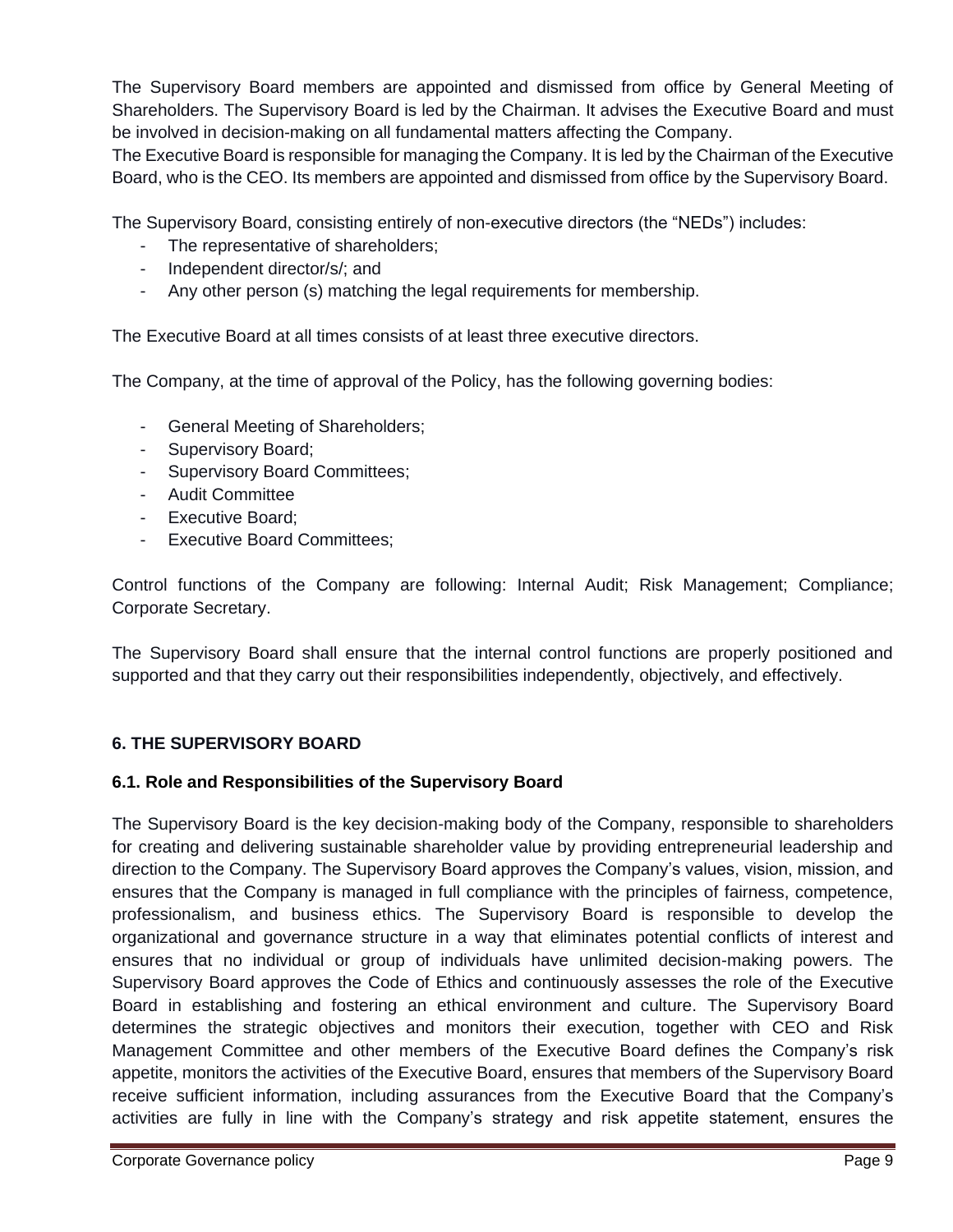The Supervisory Board members are appointed and dismissed from office by General Meeting of Shareholders. The Supervisory Board is led by the Chairman. It advises the Executive Board and must be involved in decision-making on all fundamental matters affecting the Company.
The Executive Board is responsible for managing the Company. It is led by the Chairman of the Executive Board, who is the CEO. Its members are appointed and dismissed from office by the Supervisory Board.

The Supervisory Board, consisting entirely of non-executive directors (the "NEDs") includes:

- The representative of shareholders;
- Independent director/s/; and
- Any other person (s) matching the legal requirements for membership.

The Executive Board at all times consists of at least three executive directors.

The Company, at the time of approval of the Policy, has the following governing bodies:

- General Meeting of Shareholders;
- Supervisory Board;
- Supervisory Board Committees;
- Audit Committee
- Executive Board;
- Executive Board Committees;

Control functions of the Company are following: Internal Audit; Risk Management; Compliance; Corporate Secretary.

The Supervisory Board shall ensure that the internal control functions are properly positioned and supported and that they carry out their responsibilities independently, objectively, and effectively.

## 6. THE SUPERVISORY BOARD

### 6.1. Role and Responsibilities of the Supervisory Board

The Supervisory Board is the key decision-making body of the Company, responsible to shareholders for creating and delivering sustainable shareholder value by providing entrepreneurial leadership and direction to the Company. The Supervisory Board approves the Company's values, vision, mission, and ensures that the Company is managed in full compliance with the principles of fairness, competence, professionalism, and business ethics. The Supervisory Board is responsible to develop the organizational and governance structure in a way that eliminates potential conflicts of interest and ensures that no individual or group of individuals have unlimited decision-making powers. The Supervisory Board approves the Code of Ethics and continuously assesses the role of the Executive Board in establishing and fostering an ethical environment and culture. The Supervisory Board determines the strategic objectives and monitors their execution, together with CEO and Risk Management Committee and other members of the Executive Board defines the Company's risk appetite, monitors the activities of the Executive Board, ensures that members of the Supervisory Board receive sufficient information, including assurances from the Executive Board that the Company's activities are fully in line with the Company's strategy and risk appetite statement, ensures the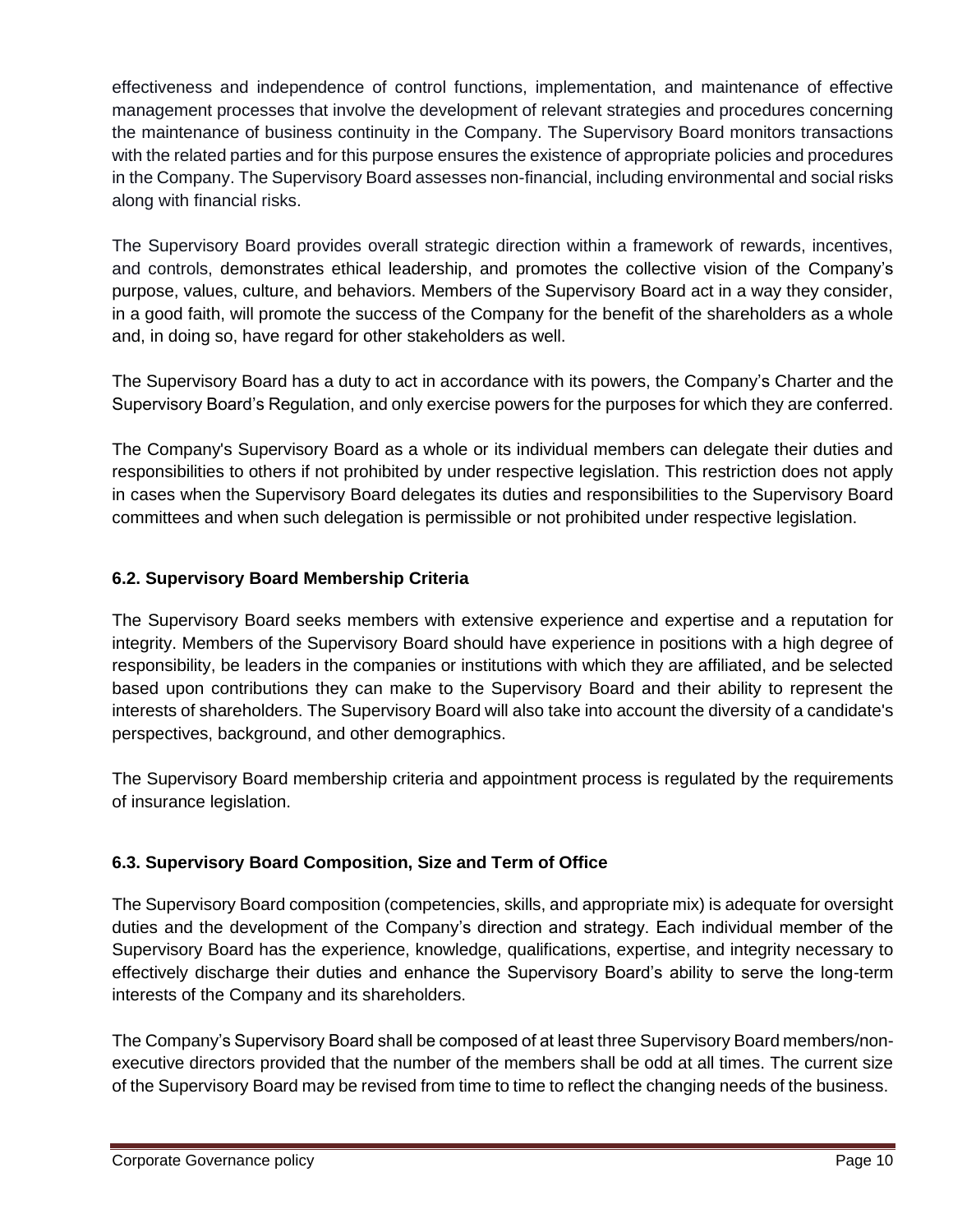effectiveness and independence of control functions, implementation, and maintenance of effective management processes that involve the development of relevant strategies and procedures concerning the maintenance of business continuity in the Company. The Supervisory Board monitors transactions with the related parties and for this purpose ensures the existence of appropriate policies and procedures in the Company. The Supervisory Board assesses non-financial, including environmental and social risks along with financial risks.

The Supervisory Board provides overall strategic direction within a framework of rewards, incentives, and controls, demonstrates ethical leadership, and promotes the collective vision of the Company's purpose, values, culture, and behaviors. Members of the Supervisory Board act in a way they consider, in a good faith, will promote the success of the Company for the benefit of the shareholders as a whole and, in doing so, have regard for other stakeholders as well.

The Supervisory Board has a duty to act in accordance with its powers, the Company's Charter and the Supervisory Board's Regulation, and only exercise powers for the purposes for which they are conferred.

The Company's Supervisory Board as a whole or its individual members can delegate their duties and responsibilities to others if not prohibited by under respective legislation. This restriction does not apply in cases when the Supervisory Board delegates its duties and responsibilities to the Supervisory Board committees and when such delegation is permissible or not prohibited under respective legislation.

### 6.2. Supervisory Board Membership Criteria

The Supervisory Board seeks members with extensive experience and expertise and a reputation for integrity. Members of the Supervisory Board should have experience in positions with a high degree of responsibility, be leaders in the companies or institutions with which they are affiliated, and be selected based upon contributions they can make to the Supervisory Board and their ability to represent the interests of shareholders. The Supervisory Board will also take into account the diversity of a candidate's perspectives, background, and other demographics.

The Supervisory Board membership criteria and appointment process is regulated by the requirements of insurance legislation.

### 6.3. Supervisory Board Composition, Size and Term of Office

The Supervisory Board composition (competencies, skills, and appropriate mix) is adequate for oversight duties and the development of the Company's direction and strategy. Each individual member of the Supervisory Board has the experience, knowledge, qualifications, expertise, and integrity necessary to effectively discharge their duties and enhance the Supervisory Board's ability to serve the long-term interests of the Company and its shareholders.

The Company's Supervisory Board shall be composed of at least three Supervisory Board members/non-executive directors provided that the number of the members shall be odd at all times. The current size of the Supervisory Board may be revised from time to time to reflect the changing needs of the business.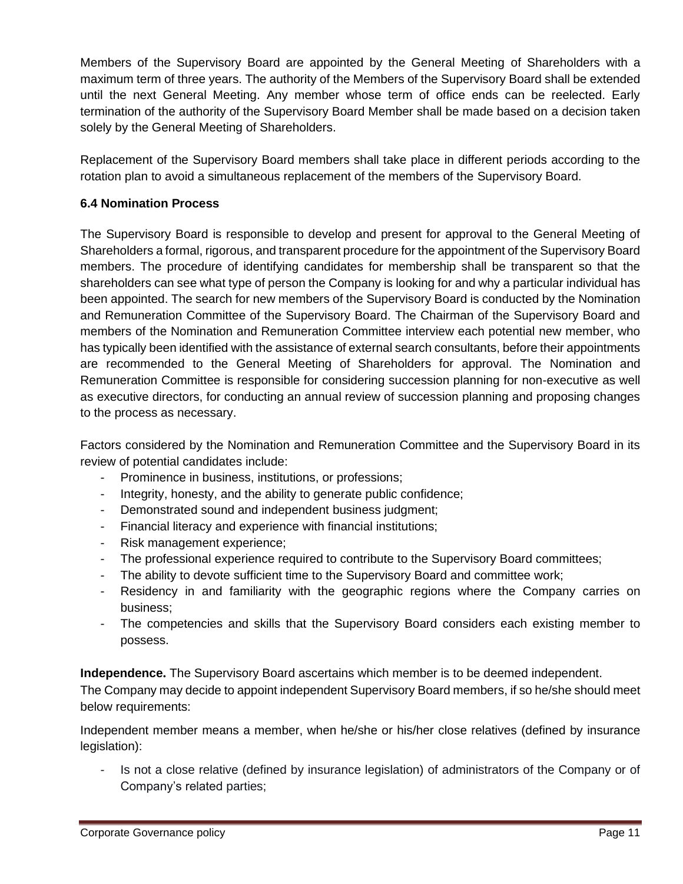Members of the Supervisory Board are appointed by the General Meeting of Shareholders with a maximum term of three years. The authority of the Members of the Supervisory Board shall be extended until the next General Meeting. Any member whose term of office ends can be reelected. Early termination of the authority of the Supervisory Board Member shall be made based on a decision taken solely by the General Meeting of Shareholders.

Replacement of the Supervisory Board members shall take place in different periods according to the rotation plan to avoid a simultaneous replacement of the members of the Supervisory Board.

### 6.4 Nomination Process

The Supervisory Board is responsible to develop and present for approval to the General Meeting of Shareholders a formal, rigorous, and transparent procedure for the appointment of the Supervisory Board members. The procedure of identifying candidates for membership shall be transparent so that the shareholders can see what type of person the Company is looking for and why a particular individual has been appointed. The search for new members of the Supervisory Board is conducted by the Nomination and Remuneration Committee of the Supervisory Board. The Chairman of the Supervisory Board and members of the Nomination and Remuneration Committee interview each potential new member, who has typically been identified with the assistance of external search consultants, before their appointments are recommended to the General Meeting of Shareholders for approval. The Nomination and Remuneration Committee is responsible for considering succession planning for non-executive as well as executive directors, for conducting an annual review of succession planning and proposing changes to the process as necessary.

Factors considered by the Nomination and Remuneration Committee and the Supervisory Board in its review of potential candidates include:

- Prominence in business, institutions, or professions;
- Integrity, honesty, and the ability to generate public confidence;
- Demonstrated sound and independent business judgment;
- Financial literacy and experience with financial institutions;
- Risk management experience;
- The professional experience required to contribute to the Supervisory Board committees;
- The ability to devote sufficient time to the Supervisory Board and committee work;
- Residency in and familiarity with the geographic regions where the Company carries on business;
- The competencies and skills that the Supervisory Board considers each existing member to possess.

**Independence.** The Supervisory Board ascertains which member is to be deemed independent.
The Company may decide to appoint independent Supervisory Board members, if so he/she should meet below requirements:

Independent member means a member, when he/she or his/her close relatives (defined by insurance legislation):

- Is not a close relative (defined by insurance legislation) of administrators of the Company or of Company's related parties;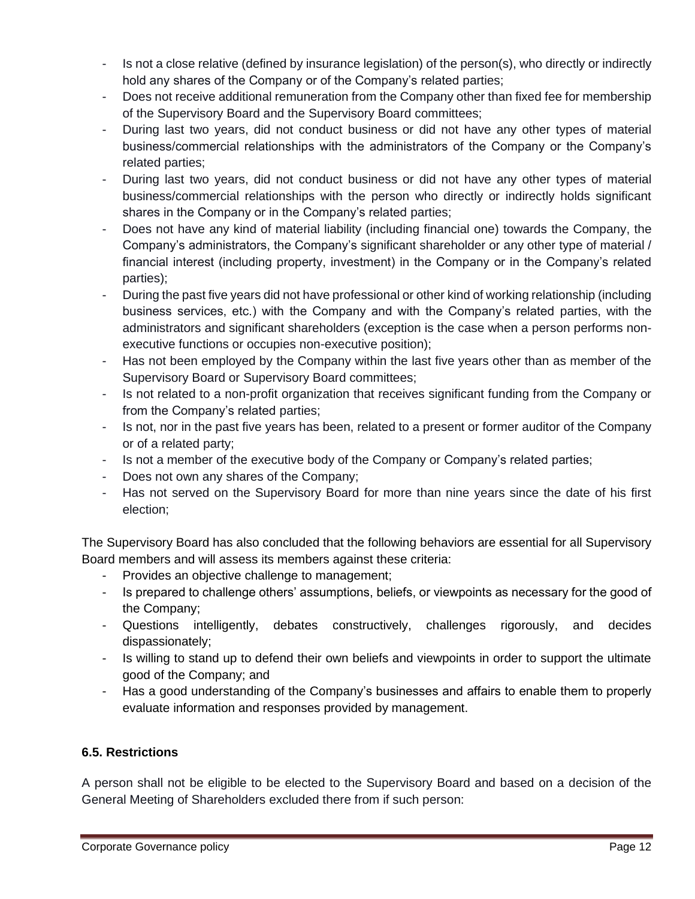- Is not a close relative (defined by insurance legislation) of the person(s), who directly or indirectly hold any shares of the Company or of the Company's related parties;
- Does not receive additional remuneration from the Company other than fixed fee for membership of the Supervisory Board and the Supervisory Board committees;
- During last two years, did not conduct business or did not have any other types of material business/commercial relationships with the administrators of the Company or the Company's related parties;
- During last two years, did not conduct business or did not have any other types of material business/commercial relationships with the person who directly or indirectly holds significant shares in the Company or in the Company's related parties;
- Does not have any kind of material liability (including financial one) towards the Company, the Company's administrators, the Company's significant shareholder or any other type of material / financial interest (including property, investment) in the Company or in the Company's related parties);
- During the past five years did not have professional or other kind of working relationship (including business services, etc.) with the Company and with the Company's related parties, with the administrators and significant shareholders (exception is the case when a person performs non-executive functions or occupies non-executive position);
- Has not been employed by the Company within the last five years other than as member of the Supervisory Board or Supervisory Board committees;
- Is not related to a non-profit organization that receives significant funding from the Company or from the Company's related parties;
- Is not, nor in the past five years has been, related to a present or former auditor of the Company or of a related party;
- Is not a member of the executive body of the Company or Company's related parties;
- Does not own any shares of the Company;
- Has not served on the Supervisory Board for more than nine years since the date of his first election;

The Supervisory Board has also concluded that the following behaviors are essential for all Supervisory Board members and will assess its members against these criteria:

- Provides an objective challenge to management;
- Is prepared to challenge others' assumptions, beliefs, or viewpoints as necessary for the good of the Company;
- Questions intelligently, debates constructively, challenges rigorously, and decides dispassionately;
- Is willing to stand up to defend their own beliefs and viewpoints in order to support the ultimate good of the Company; and
- Has a good understanding of the Company's businesses and affairs to enable them to properly evaluate information and responses provided by management.

### 6.5. Restrictions

A person shall not be eligible to be elected to the Supervisory Board and based on a decision of the General Meeting of Shareholders excluded there from if such person: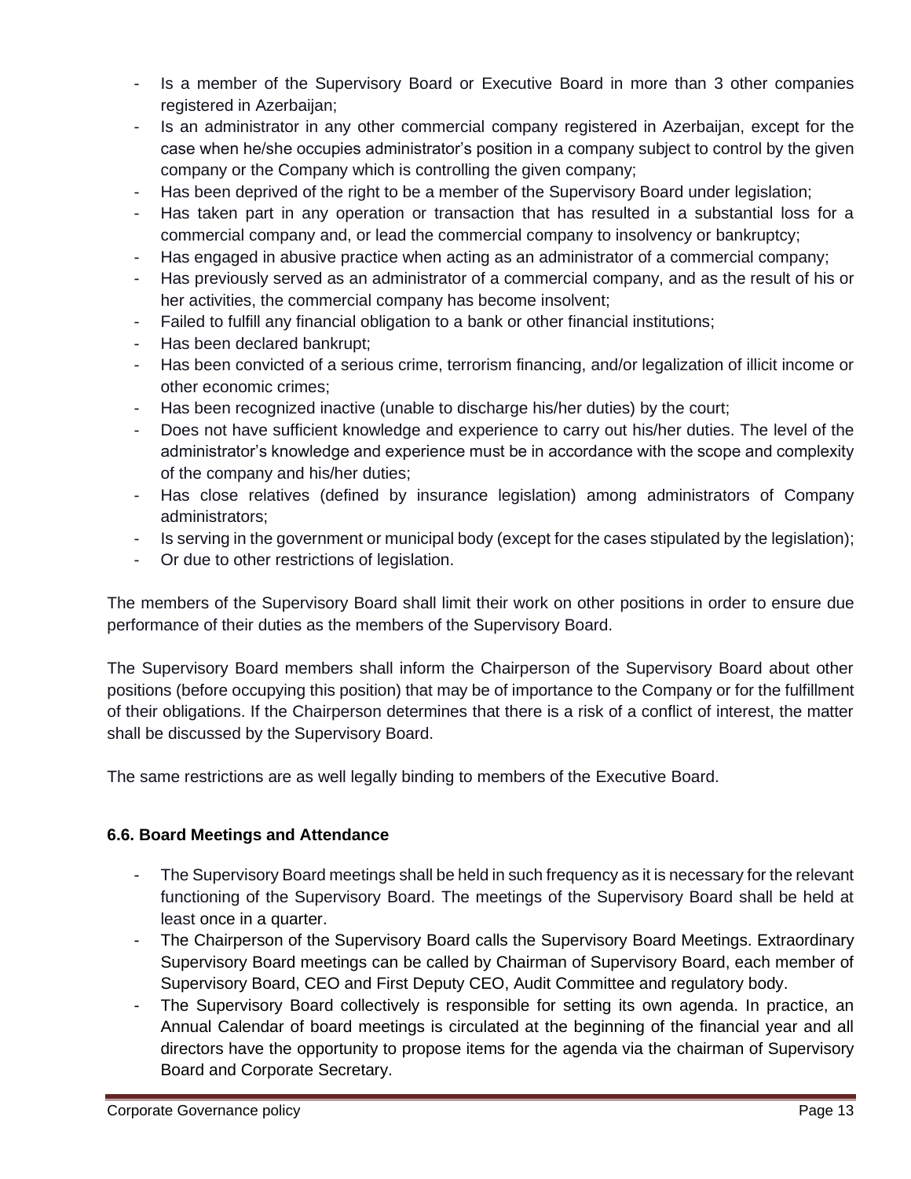- Is a member of the Supervisory Board or Executive Board in more than 3 other companies registered in Azerbaijan;
- Is an administrator in any other commercial company registered in Azerbaijan, except for the case when he/she occupies administrator's position in a company subject to control by the given company or the Company which is controlling the given company;
- Has been deprived of the right to be a member of the Supervisory Board under legislation;
- Has taken part in any operation or transaction that has resulted in a substantial loss for a commercial company and, or lead the commercial company to insolvency or bankruptcy;
- Has engaged in abusive practice when acting as an administrator of a commercial company;
- Has previously served as an administrator of a commercial company, and as the result of his or her activities, the commercial company has become insolvent;
- Failed to fulfill any financial obligation to a bank or other financial institutions;
- Has been declared bankrupt;
- Has been convicted of a serious crime, terrorism financing, and/or legalization of illicit income or other economic crimes;
- Has been recognized inactive (unable to discharge his/her duties) by the court;
- Does not have sufficient knowledge and experience to carry out his/her duties. The level of the administrator's knowledge and experience must be in accordance with the scope and complexity of the company and his/her duties;
- Has close relatives (defined by insurance legislation) among administrators of Company administrators;
- Is serving in the government or municipal body (except for the cases stipulated by the legislation);
- Or due to other restrictions of legislation.

The members of the Supervisory Board shall limit their work on other positions in order to ensure due performance of their duties as the members of the Supervisory Board.

The Supervisory Board members shall inform the Chairperson of the Supervisory Board about other positions (before occupying this position) that may be of importance to the Company or for the fulfillment of their obligations. If the Chairperson determines that there is a risk of a conflict of interest, the matter shall be discussed by the Supervisory Board.

The same restrictions are as well legally binding to members of the Executive Board.

### 6.6. Board Meetings and Attendance

- The Supervisory Board meetings shall be held in such frequency as it is necessary for the relevant functioning of the Supervisory Board. The meetings of the Supervisory Board shall be held at least once in a quarter.
- The Chairperson of the Supervisory Board calls the Supervisory Board Meetings. Extraordinary Supervisory Board meetings can be called by Chairman of Supervisory Board, each member of Supervisory Board, CEO and First Deputy CEO, Audit Committee and regulatory body.
- The Supervisory Board collectively is responsible for setting its own agenda. In practice, an Annual Calendar of board meetings is circulated at the beginning of the financial year and all directors have the opportunity to propose items for the agenda via the chairman of Supervisory Board and Corporate Secretary.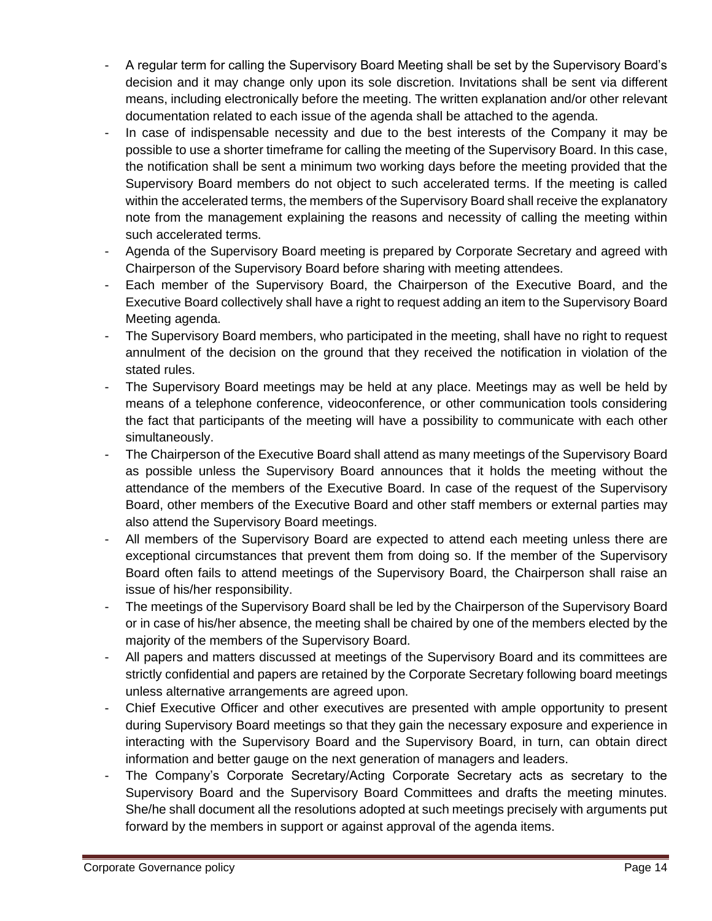- A regular term for calling the Supervisory Board Meeting shall be set by the Supervisory Board's decision and it may change only upon its sole discretion. Invitations shall be sent via different means, including electronically before the meeting. The written explanation and/or other relevant documentation related to each issue of the agenda shall be attached to the agenda.
- In case of indispensable necessity and due to the best interests of the Company it may be possible to use a shorter timeframe for calling the meeting of the Supervisory Board. In this case, the notification shall be sent a minimum two working days before the meeting provided that the Supervisory Board members do not object to such accelerated terms. If the meeting is called within the accelerated terms, the members of the Supervisory Board shall receive the explanatory note from the management explaining the reasons and necessity of calling the meeting within such accelerated terms.
- Agenda of the Supervisory Board meeting is prepared by Corporate Secretary and agreed with Chairperson of the Supervisory Board before sharing with meeting attendees.
- Each member of the Supervisory Board, the Chairperson of the Executive Board, and the Executive Board collectively shall have a right to request adding an item to the Supervisory Board Meeting agenda.
- The Supervisory Board members, who participated in the meeting, shall have no right to request annulment of the decision on the ground that they received the notification in violation of the stated rules.
- The Supervisory Board meetings may be held at any place. Meetings may as well be held by means of a telephone conference, videoconference, or other communication tools considering the fact that participants of the meeting will have a possibility to communicate with each other simultaneously.
- The Chairperson of the Executive Board shall attend as many meetings of the Supervisory Board as possible unless the Supervisory Board announces that it holds the meeting without the attendance of the members of the Executive Board. In case of the request of the Supervisory Board, other members of the Executive Board and other staff members or external parties may also attend the Supervisory Board meetings.
- All members of the Supervisory Board are expected to attend each meeting unless there are exceptional circumstances that prevent them from doing so. If the member of the Supervisory Board often fails to attend meetings of the Supervisory Board, the Chairperson shall raise an issue of his/her responsibility.
- The meetings of the Supervisory Board shall be led by the Chairperson of the Supervisory Board or in case of his/her absence, the meeting shall be chaired by one of the members elected by the majority of the members of the Supervisory Board.
- All papers and matters discussed at meetings of the Supervisory Board and its committees are strictly confidential and papers are retained by the Corporate Secretary following board meetings unless alternative arrangements are agreed upon.
- Chief Executive Officer and other executives are presented with ample opportunity to present during Supervisory Board meetings so that they gain the necessary exposure and experience in interacting with the Supervisory Board and the Supervisory Board, in turn, can obtain direct information and better gauge on the next generation of managers and leaders.
- The Company's Corporate Secretary/Acting Corporate Secretary acts as secretary to the Supervisory Board and the Supervisory Board Committees and drafts the meeting minutes. She/he shall document all the resolutions adopted at such meetings precisely with arguments put forward by the members in support or against approval of the agenda items.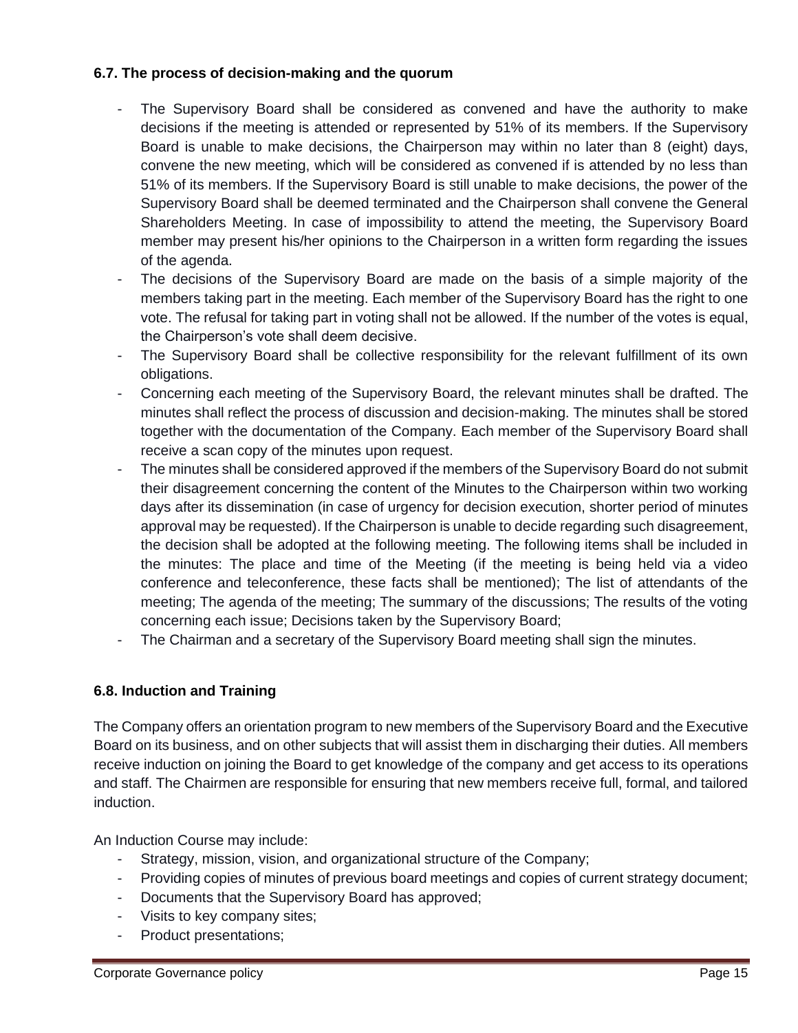### 6.7. The process of decision-making and the quorum

- The Supervisory Board shall be considered as convened and have the authority to make decisions if the meeting is attended or represented by 51% of its members. If the Supervisory Board is unable to make decisions, the Chairperson may within no later than 8 (eight) days, convene the new meeting, which will be considered as convened if is attended by no less than 51% of its members. If the Supervisory Board is still unable to make decisions, the power of the Supervisory Board shall be deemed terminated and the Chairperson shall convene the General Shareholders Meeting. In case of impossibility to attend the meeting, the Supervisory Board member may present his/her opinions to the Chairperson in a written form regarding the issues of the agenda.
- The decisions of the Supervisory Board are made on the basis of a simple majority of the members taking part in the meeting. Each member of the Supervisory Board has the right to one vote. The refusal for taking part in voting shall not be allowed. If the number of the votes is equal, the Chairperson's vote shall deem decisive.
- The Supervisory Board shall be collective responsibility for the relevant fulfillment of its own obligations.
- Concerning each meeting of the Supervisory Board, the relevant minutes shall be drafted. The minutes shall reflect the process of discussion and decision-making. The minutes shall be stored together with the documentation of the Company. Each member of the Supervisory Board shall receive a scan copy of the minutes upon request.
- The minutes shall be considered approved if the members of the Supervisory Board do not submit their disagreement concerning the content of the Minutes to the Chairperson within two working days after its dissemination (in case of urgency for decision execution, shorter period of minutes approval may be requested). If the Chairperson is unable to decide regarding such disagreement, the decision shall be adopted at the following meeting. The following items shall be included in the minutes: The place and time of the Meeting (if the meeting is being held via a video conference and teleconference, these facts shall be mentioned); The list of attendants of the meeting; The agenda of the meeting; The summary of the discussions; The results of the voting concerning each issue; Decisions taken by the Supervisory Board;
- The Chairman and a secretary of the Supervisory Board meeting shall sign the minutes.

### 6.8. Induction and Training

The Company offers an orientation program to new members of the Supervisory Board and the Executive Board on its business, and on other subjects that will assist them in discharging their duties. All members receive induction on joining the Board to get knowledge of the company and get access to its operations and staff. The Chairmen are responsible for ensuring that new members receive full, formal, and tailored induction.

An Induction Course may include:

- Strategy, mission, vision, and organizational structure of the Company;
- Providing copies of minutes of previous board meetings and copies of current strategy document;
- Documents that the Supervisory Board has approved;
- Visits to key company sites;
- Product presentations;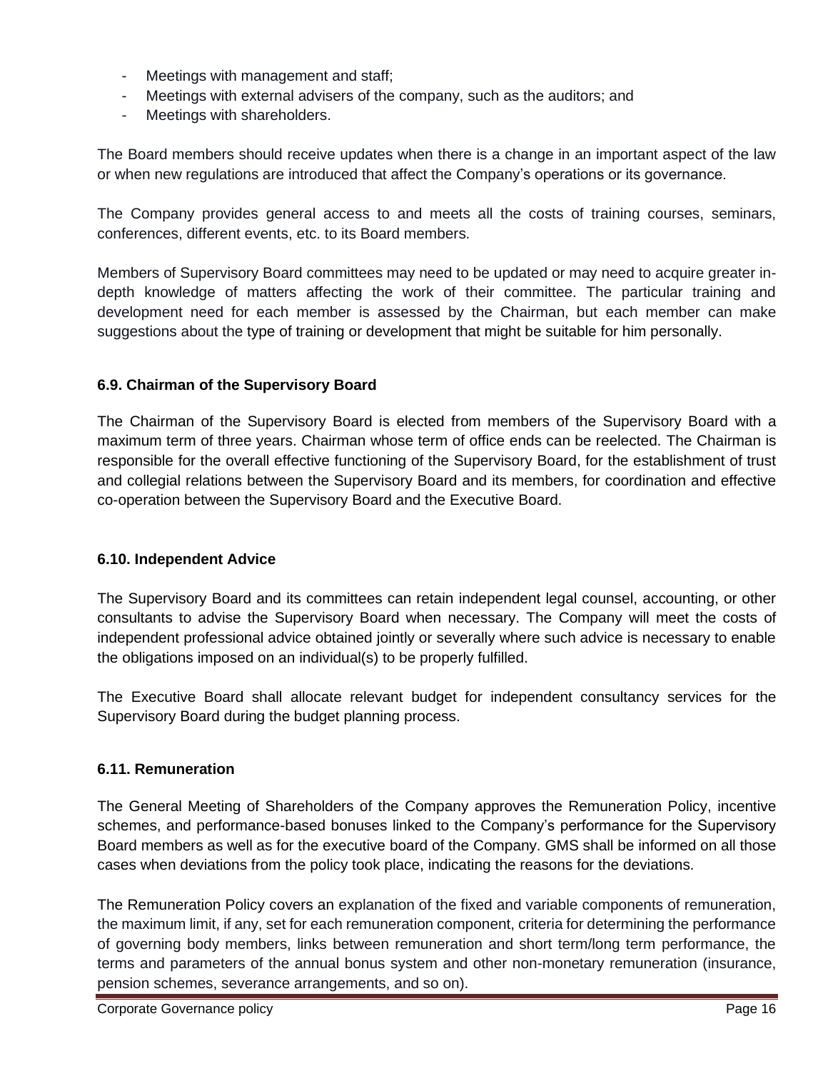- Meetings with management and staff;
- Meetings with external advisers of the company, such as the auditors; and
- Meetings with shareholders.

The Board members should receive updates when there is a change in an important aspect of the law or when new regulations are introduced that affect the Company's operations or its governance.

The Company provides general access to and meets all the costs of training courses, seminars, conferences, different events, etc. to its Board members.

Members of Supervisory Board committees may need to be updated or may need to acquire greater in-depth knowledge of matters affecting the work of their committee. The particular training and development need for each member is assessed by the Chairman, but each member can make suggestions about the type of training or development that might be suitable for him personally.

### 6.9. Chairman of the Supervisory Board

The Chairman of the Supervisory Board is elected from members of the Supervisory Board with a maximum term of three years. Chairman whose term of office ends can be reelected. The Chairman is responsible for the overall effective functioning of the Supervisory Board, for the establishment of trust and collegial relations between the Supervisory Board and its members, for coordination and effective co-operation between the Supervisory Board and the Executive Board.

### 6.10. Independent Advice

The Supervisory Board and its committees can retain independent legal counsel, accounting, or other consultants to advise the Supervisory Board when necessary. The Company will meet the costs of independent professional advice obtained jointly or severally where such advice is necessary to enable the obligations imposed on an individual(s) to be properly fulfilled.

The Executive Board shall allocate relevant budget for independent consultancy services for the Supervisory Board during the budget planning process.

### 6.11. Remuneration

The General Meeting of Shareholders of the Company approves the Remuneration Policy, incentive schemes, and performance-based bonuses linked to the Company's performance for the Supervisory Board members as well as for the executive board of the Company. GMS shall be informed on all those cases when deviations from the policy took place, indicating the reasons for the deviations.

The Remuneration Policy covers an explanation of the fixed and variable components of remuneration, the maximum limit, if any, set for each remuneration component, criteria for determining the performance of governing body members, links between remuneration and short term/long term performance, the terms and parameters of the annual bonus system and other non-monetary remuneration (insurance, pension schemes, severance arrangements, and so on).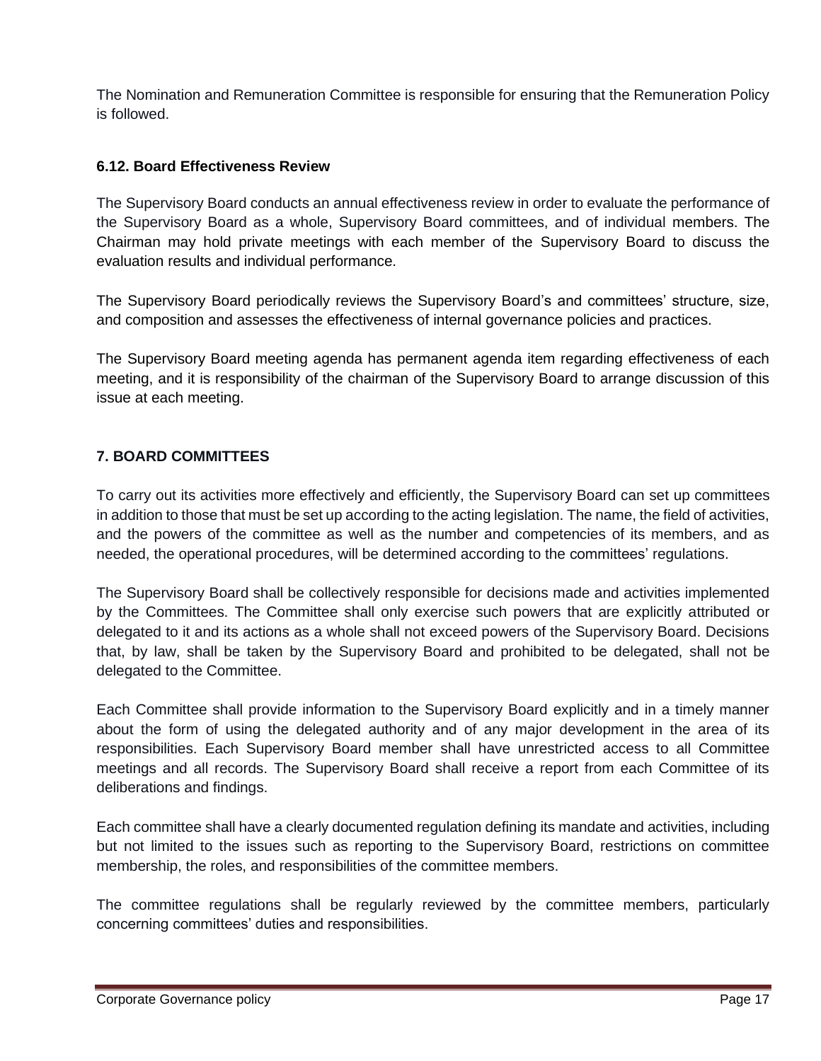The Nomination and Remuneration Committee is responsible for ensuring that the Remuneration Policy is followed.

### 6.12. Board Effectiveness Review

The Supervisory Board conducts an annual effectiveness review in order to evaluate the performance of the Supervisory Board as a whole, Supervisory Board committees, and of individual members. The Chairman may hold private meetings with each member of the Supervisory Board to discuss the evaluation results and individual performance.

The Supervisory Board periodically reviews the Supervisory Board's and committees' structure, size, and composition and assesses the effectiveness of internal governance policies and practices.

The Supervisory Board meeting agenda has permanent agenda item regarding effectiveness of each meeting, and it is responsibility of the chairman of the Supervisory Board to arrange discussion of this issue at each meeting.

## 7. BOARD COMMITTEES

To carry out its activities more effectively and efficiently, the Supervisory Board can set up committees in addition to those that must be set up according to the acting legislation. The name, the field of activities, and the powers of the committee as well as the number and competencies of its members, and as needed, the operational procedures, will be determined according to the committees' regulations.

The Supervisory Board shall be collectively responsible for decisions made and activities implemented by the Committees. The Committee shall only exercise such powers that are explicitly attributed or delegated to it and its actions as a whole shall not exceed powers of the Supervisory Board. Decisions that, by law, shall be taken by the Supervisory Board and prohibited to be delegated, shall not be delegated to the Committee.

Each Committee shall provide information to the Supervisory Board explicitly and in a timely manner about the form of using the delegated authority and of any major development in the area of its responsibilities. Each Supervisory Board member shall have unrestricted access to all Committee meetings and all records. The Supervisory Board shall receive a report from each Committee of its deliberations and findings.

Each committee shall have a clearly documented regulation defining its mandate and activities, including but not limited to the issues such as reporting to the Supervisory Board, restrictions on committee membership, the roles, and responsibilities of the committee members.

The committee regulations shall be regularly reviewed by the committee members, particularly concerning committees' duties and responsibilities.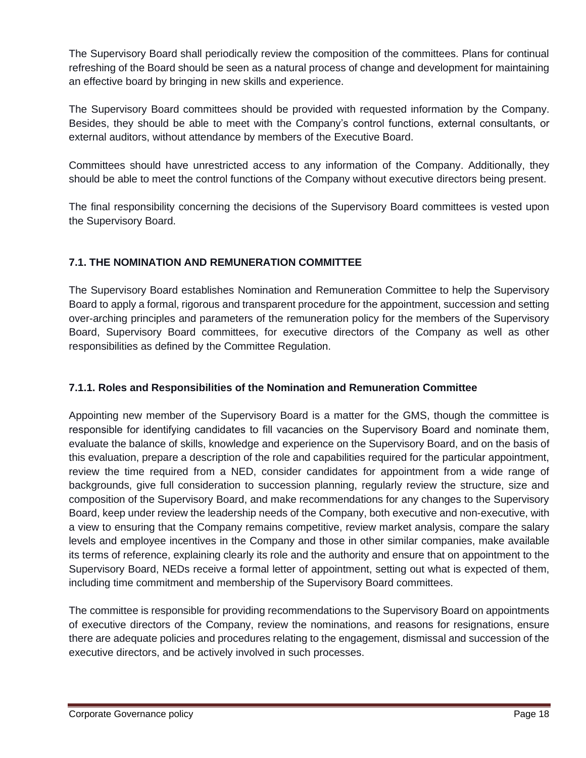The Supervisory Board shall periodically review the composition of the committees. Plans for continual refreshing of the Board should be seen as a natural process of change and development for maintaining an effective board by bringing in new skills and experience.

The Supervisory Board committees should be provided with requested information by the Company. Besides, they should be able to meet with the Company's control functions, external consultants, or external auditors, without attendance by members of the Executive Board.

Committees should have unrestricted access to any information of the Company. Additionally, they should be able to meet the control functions of the Company without executive directors being present.

The final responsibility concerning the decisions of the Supervisory Board committees is vested upon the Supervisory Board.

## 7.1. THE NOMINATION AND REMUNERATION COMMITTEE

The Supervisory Board establishes Nomination and Remuneration Committee to help the Supervisory Board to apply a formal, rigorous and transparent procedure for the appointment, succession and setting over-arching principles and parameters of the remuneration policy for the members of the Supervisory Board, Supervisory Board committees, for executive directors of the Company as well as other responsibilities as defined by the Committee Regulation.

### 7.1.1. Roles and Responsibilities of the Nomination and Remuneration Committee

Appointing new member of the Supervisory Board is a matter for the GMS, though the committee is responsible for identifying candidates to fill vacancies on the Supervisory Board and nominate them, evaluate the balance of skills, knowledge and experience on the Supervisory Board, and on the basis of this evaluation, prepare a description of the role and capabilities required for the particular appointment, review the time required from a NED, consider candidates for appointment from a wide range of backgrounds, give full consideration to succession planning, regularly review the structure, size and composition of the Supervisory Board, and make recommendations for any changes to the Supervisory Board, keep under review the leadership needs of the Company, both executive and non-executive, with a view to ensuring that the Company remains competitive, review market analysis, compare the salary levels and employee incentives in the Company and those in other similar companies, make available its terms of reference, explaining clearly its role and the authority and ensure that on appointment to the Supervisory Board, NEDs receive a formal letter of appointment, setting out what is expected of them, including time commitment and membership of the Supervisory Board committees.

The committee is responsible for providing recommendations to the Supervisory Board on appointments of executive directors of the Company, review the nominations, and reasons for resignations, ensure there are adequate policies and procedures relating to the engagement, dismissal and succession of the executive directors, and be actively involved in such processes.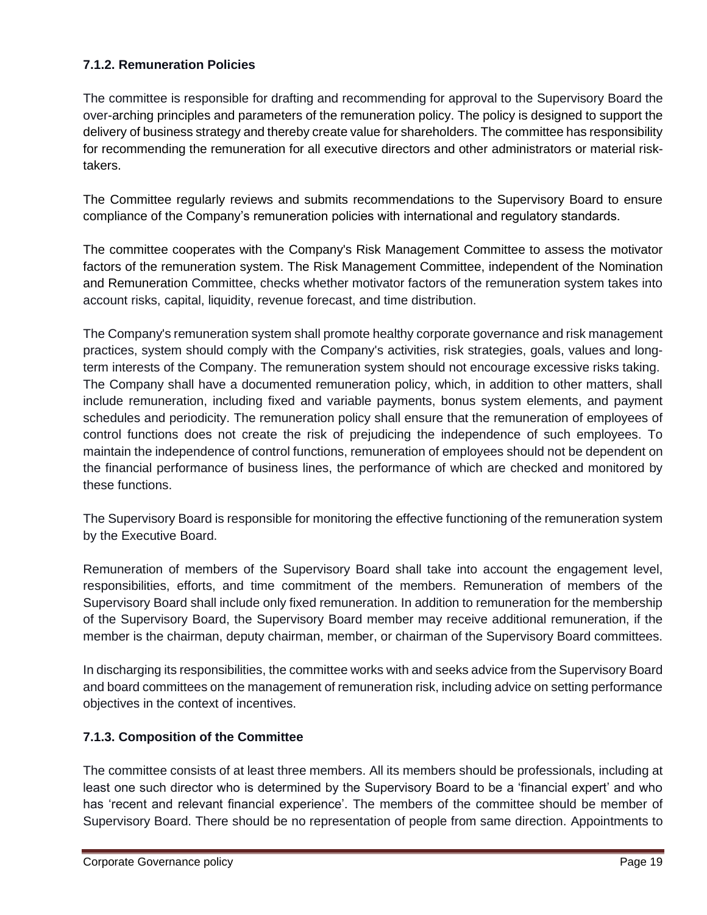### 7.1.2. Remuneration Policies

The committee is responsible for drafting and recommending for approval to the Supervisory Board the over-arching principles and parameters of the remuneration policy. The policy is designed to support the delivery of business strategy and thereby create value for shareholders. The committee has responsibility for recommending the remuneration for all executive directors and other administrators or material risk-takers.

The Committee regularly reviews and submits recommendations to the Supervisory Board to ensure compliance of the Company's remuneration policies with international and regulatory standards.

The committee cooperates with the Company's Risk Management Committee to assess the motivator factors of the remuneration system. The Risk Management Committee, independent of the Nomination and Remuneration Committee, checks whether motivator factors of the remuneration system takes into account risks, capital, liquidity, revenue forecast, and time distribution.

The Company's remuneration system shall promote healthy corporate governance and risk management practices, system should comply with the Company's activities, risk strategies, goals, values and long-term interests of the Company. The remuneration system should not encourage excessive risks taking. The Company shall have a documented remuneration policy, which, in addition to other matters, shall include remuneration, including fixed and variable payments, bonus system elements, and payment schedules and periodicity. The remuneration policy shall ensure that the remuneration of employees of control functions does not create the risk of prejudicing the independence of such employees. To maintain the independence of control functions, remuneration of employees should not be dependent on the financial performance of business lines, the performance of which are checked and monitored by these functions.

The Supervisory Board is responsible for monitoring the effective functioning of the remuneration system by the Executive Board.

Remuneration of members of the Supervisory Board shall take into account the engagement level, responsibilities, efforts, and time commitment of the members. Remuneration of members of the Supervisory Board shall include only fixed remuneration. In addition to remuneration for the membership of the Supervisory Board, the Supervisory Board member may receive additional remuneration, if the member is the chairman, deputy chairman, member, or chairman of the Supervisory Board committees.

In discharging its responsibilities, the committee works with and seeks advice from the Supervisory Board and board committees on the management of remuneration risk, including advice on setting performance objectives in the context of incentives.

### 7.1.3. Composition of the Committee

The committee consists of at least three members. All its members should be professionals, including at least one such director who is determined by the Supervisory Board to be a 'financial expert' and who has 'recent and relevant financial experience'. The members of the committee should be member of Supervisory Board. There should be no representation of people from same direction. Appointments to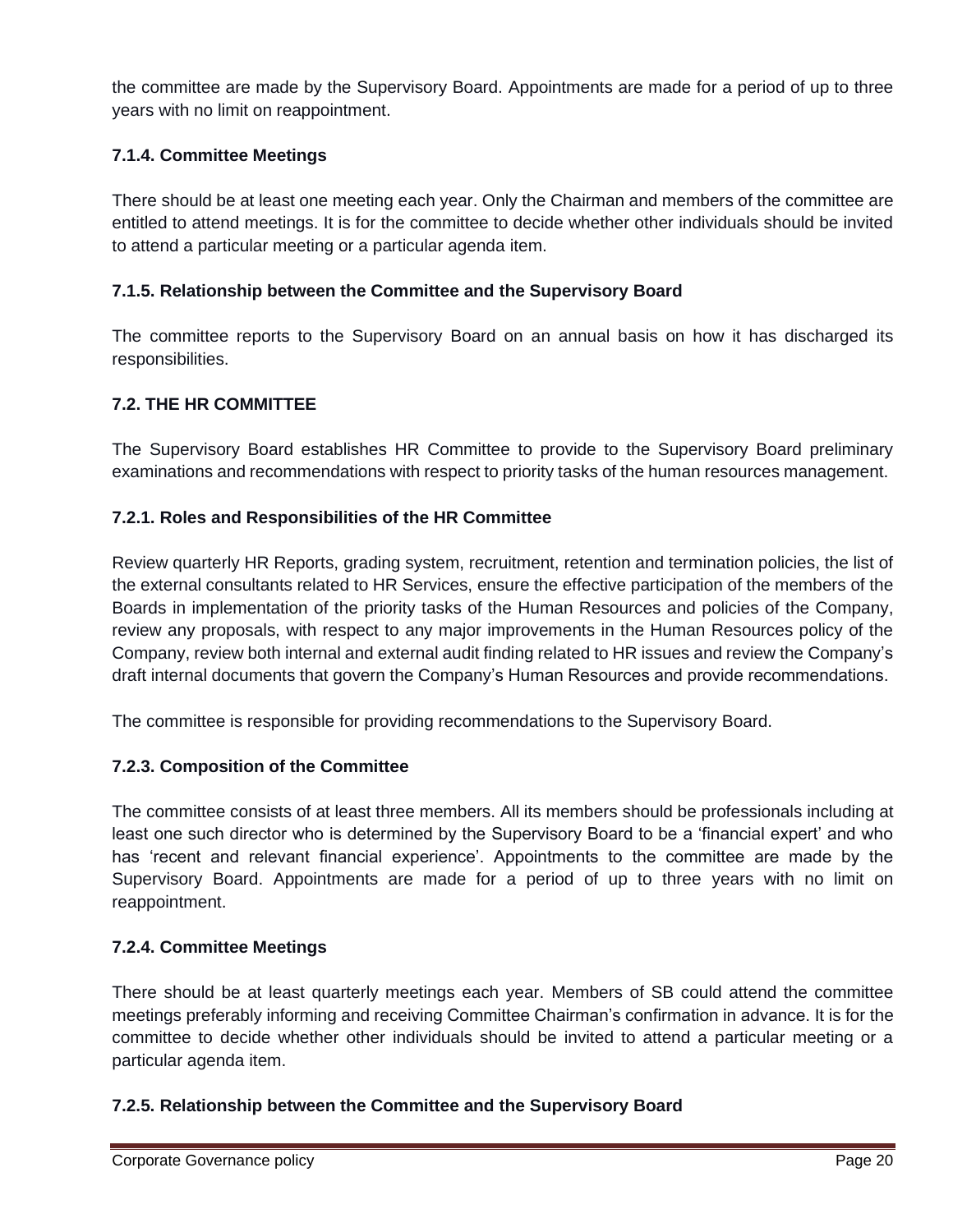the committee are made by the Supervisory Board. Appointments are made for a period of up to three years with no limit on reappointment.

### 7.1.4. Committee Meetings

There should be at least one meeting each year. Only the Chairman and members of the committee are entitled to attend meetings. It is for the committee to decide whether other individuals should be invited to attend a particular meeting or a particular agenda item.

### 7.1.5. Relationship between the Committee and the Supervisory Board

The committee reports to the Supervisory Board on an annual basis on how it has discharged its responsibilities.

## 7.2. THE HR COMMITTEE

The Supervisory Board establishes HR Committee to provide to the Supervisory Board preliminary examinations and recommendations with respect to priority tasks of the human resources management.

### 7.2.1. Roles and Responsibilities of the HR Committee

Review quarterly HR Reports, grading system, recruitment, retention and termination policies, the list of the external consultants related to HR Services, ensure the effective participation of the members of the Boards in implementation of the priority tasks of the Human Resources and policies of the Company, review any proposals, with respect to any major improvements in the Human Resources policy of the Company, review both internal and external audit finding related to HR issues and review the Company's draft internal documents that govern the Company's Human Resources and provide recommendations.

The committee is responsible for providing recommendations to the Supervisory Board.

### 7.2.3. Composition of the Committee

The committee consists of at least three members. All its members should be professionals including at least one such director who is determined by the Supervisory Board to be a 'financial expert' and who has 'recent and relevant financial experience'. Appointments to the committee are made by the Supervisory Board. Appointments are made for a period of up to three years with no limit on reappointment.

### 7.2.4. Committee Meetings

There should be at least quarterly meetings each year. Members of SB could attend the committee meetings preferably informing and receiving Committee Chairman's confirmation in advance. It is for the committee to decide whether other individuals should be invited to attend a particular meeting or a particular agenda item.

### 7.2.5. Relationship between the Committee and the Supervisory Board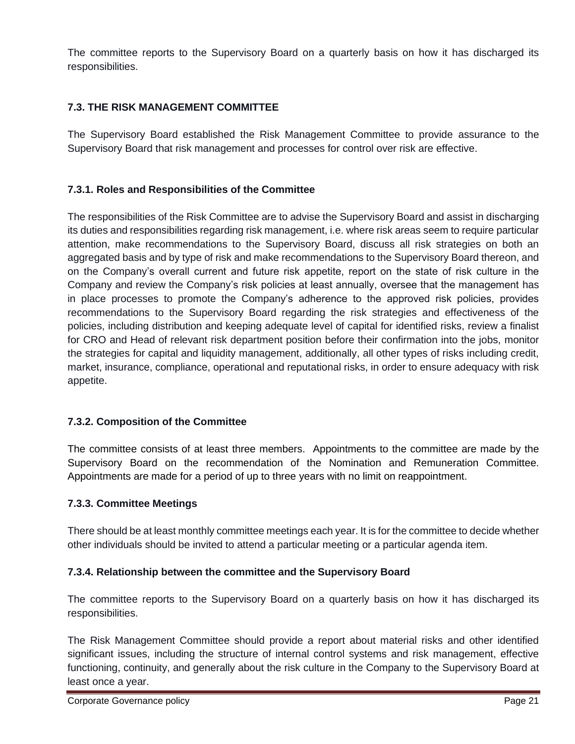The committee reports to the Supervisory Board on a quarterly basis on how it has discharged its responsibilities.

### 7.3. THE RISK MANAGEMENT COMMITTEE

The Supervisory Board established the Risk Management Committee to provide assurance to the Supervisory Board that risk management and processes for control over risk are effective.

#### 7.3.1. Roles and Responsibilities of the Committee

The responsibilities of the Risk Committee are to advise the Supervisory Board and assist in discharging its duties and responsibilities regarding risk management, i.e. where risk areas seem to require particular attention, make recommendations to the Supervisory Board, discuss all risk strategies on both an aggregated basis and by type of risk and make recommendations to the Supervisory Board thereon, and on the Company's overall current and future risk appetite, report on the state of risk culture in the Company and review the Company's risk policies at least annually, oversee that the management has in place processes to promote the Company's adherence to the approved risk policies, provides recommendations to the Supervisory Board regarding the risk strategies and effectiveness of the policies, including distribution and keeping adequate level of capital for identified risks, review a finalist for CRO and Head of relevant risk department position before their confirmation into the jobs, monitor the strategies for capital and liquidity management, additionally, all other types of risks including credit, market, insurance, compliance, operational and reputational risks, in order to ensure adequacy with risk appetite.

#### 7.3.2. Composition of the Committee

The committee consists of at least three members. Appointments to the committee are made by the Supervisory Board on the recommendation of the Nomination and Remuneration Committee. Appointments are made for a period of up to three years with no limit on reappointment.

#### 7.3.3. Committee Meetings

There should be at least monthly committee meetings each year. It is for the committee to decide whether other individuals should be invited to attend a particular meeting or a particular agenda item.

#### 7.3.4. Relationship between the committee and the Supervisory Board

The committee reports to the Supervisory Board on a quarterly basis on how it has discharged its responsibilities.

The Risk Management Committee should provide a report about material risks and other identified significant issues, including the structure of internal control systems and risk management, effective functioning, continuity, and generally about the risk culture in the Company to the Supervisory Board at least once a year.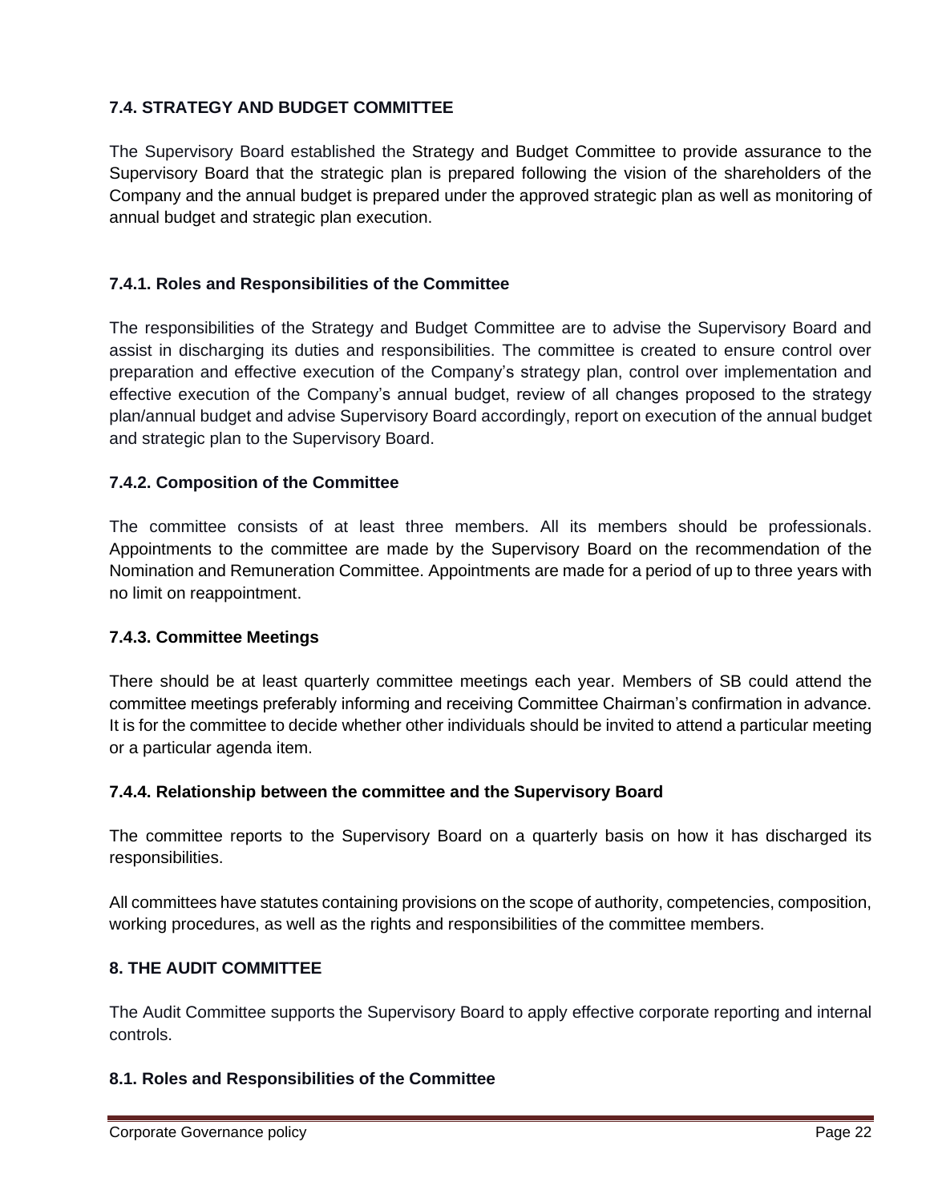### 7.4. STRATEGY AND BUDGET COMMITTEE

The Supervisory Board established the Strategy and Budget Committee to provide assurance to the Supervisory Board that the strategic plan is prepared following the vision of the shareholders of the Company and the annual budget is prepared under the approved strategic plan as well as monitoring of annual budget and strategic plan execution.

#### 7.4.1. Roles and Responsibilities of the Committee

The responsibilities of the Strategy and Budget Committee are to advise the Supervisory Board and assist in discharging its duties and responsibilities. The committee is created to ensure control over preparation and effective execution of the Company's strategy plan, control over implementation and effective execution of the Company's annual budget, review of all changes proposed to the strategy plan/annual budget and advise Supervisory Board accordingly, report on execution of the annual budget and strategic plan to the Supervisory Board.

#### 7.4.2. Composition of the Committee

The committee consists of at least three members. All its members should be professionals. Appointments to the committee are made by the Supervisory Board on the recommendation of the Nomination and Remuneration Committee. Appointments are made for a period of up to three years with no limit on reappointment.

#### 7.4.3. Committee Meetings

There should be at least quarterly committee meetings each year. Members of SB could attend the committee meetings preferably informing and receiving Committee Chairman's confirmation in advance. It is for the committee to decide whether other individuals should be invited to attend a particular meeting or a particular agenda item.

#### 7.4.4. Relationship between the committee and the Supervisory Board

The committee reports to the Supervisory Board on a quarterly basis on how it has discharged its responsibilities.

All committees have statutes containing provisions on the scope of authority, competencies, composition, working procedures, as well as the rights and responsibilities of the committee members.

## 8. THE AUDIT COMMITTEE

The Audit Committee supports the Supervisory Board to apply effective corporate reporting and internal controls.

### 8.1. Roles and Responsibilities of the Committee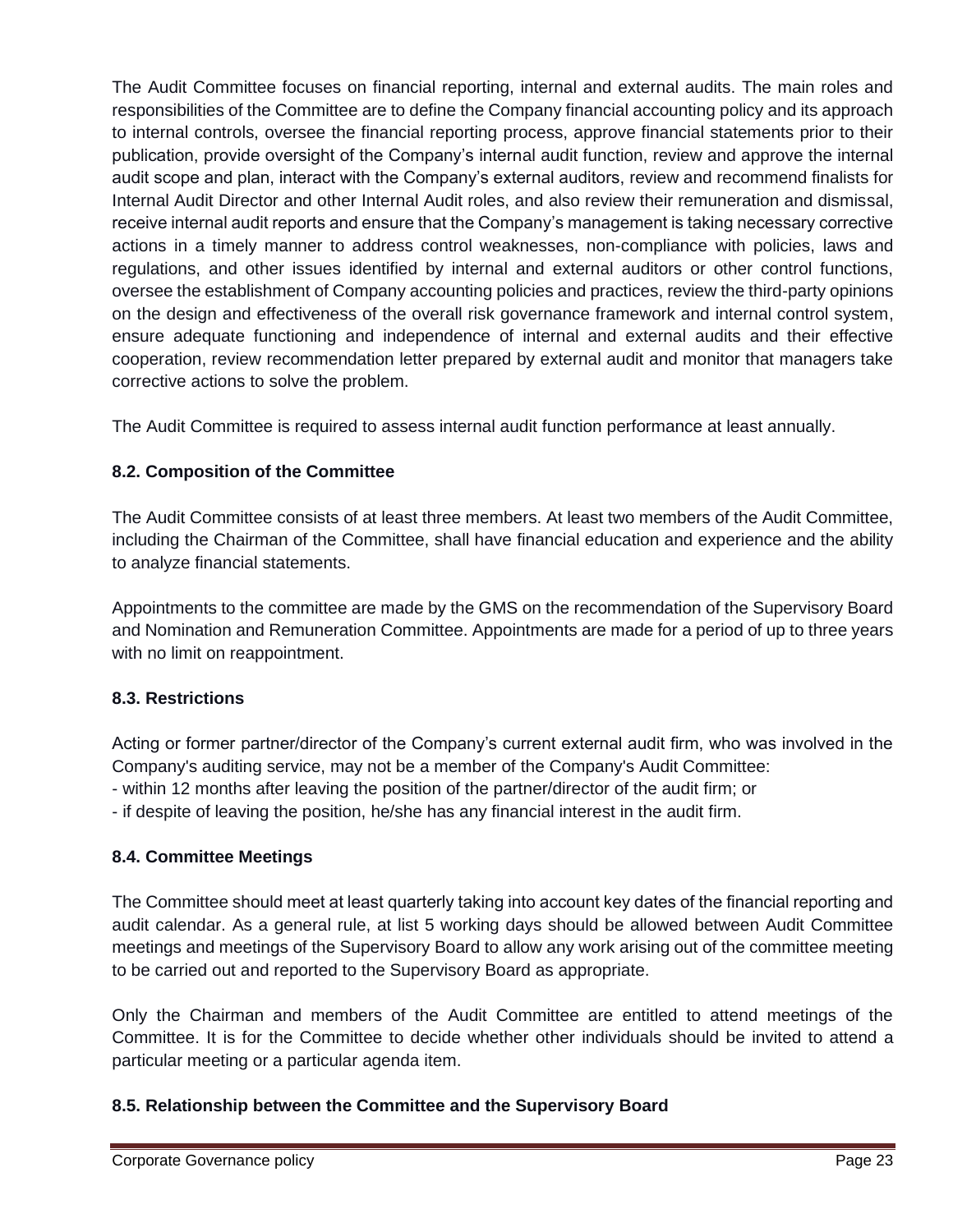The Audit Committee focuses on financial reporting, internal and external audits. The main roles and responsibilities of the Committee are to define the Company financial accounting policy and its approach to internal controls, oversee the financial reporting process, approve financial statements prior to their publication, provide oversight of the Company's internal audit function, review and approve the internal audit scope and plan, interact with the Company's external auditors, review and recommend finalists for Internal Audit Director and other Internal Audit roles, and also review their remuneration and dismissal, receive internal audit reports and ensure that the Company's management is taking necessary corrective actions in a timely manner to address control weaknesses, non-compliance with policies, laws and regulations, and other issues identified by internal and external auditors or other control functions, oversee the establishment of Company accounting policies and practices, review the third-party opinions on the design and effectiveness of the overall risk governance framework and internal control system, ensure adequate functioning and independence of internal and external audits and their effective cooperation, review recommendation letter prepared by external audit and monitor that managers take corrective actions to solve the problem.

The Audit Committee is required to assess internal audit function performance at least annually.

### 8.2. Composition of the Committee

The Audit Committee consists of at least three members. At least two members of the Audit Committee, including the Chairman of the Committee, shall have financial education and experience and the ability to analyze financial statements.

Appointments to the committee are made by the GMS on the recommendation of the Supervisory Board and Nomination and Remuneration Committee. Appointments are made for a period of up to three years with no limit on reappointment.

### 8.3. Restrictions

Acting or former partner/director of the Company's current external audit firm, who was involved in the Company's auditing service, may not be a member of the Company's Audit Committee:

- within 12 months after leaving the position of the partner/director of the audit firm; or
- if despite of leaving the position, he/she has any financial interest in the audit firm.

### 8.4. Committee Meetings

The Committee should meet at least quarterly taking into account key dates of the financial reporting and audit calendar. As a general rule, at list 5 working days should be allowed between Audit Committee meetings and meetings of the Supervisory Board to allow any work arising out of the committee meeting to be carried out and reported to the Supervisory Board as appropriate.

Only the Chairman and members of the Audit Committee are entitled to attend meetings of the Committee. It is for the Committee to decide whether other individuals should be invited to attend a particular meeting or a particular agenda item.

### 8.5. Relationship between the Committee and the Supervisory Board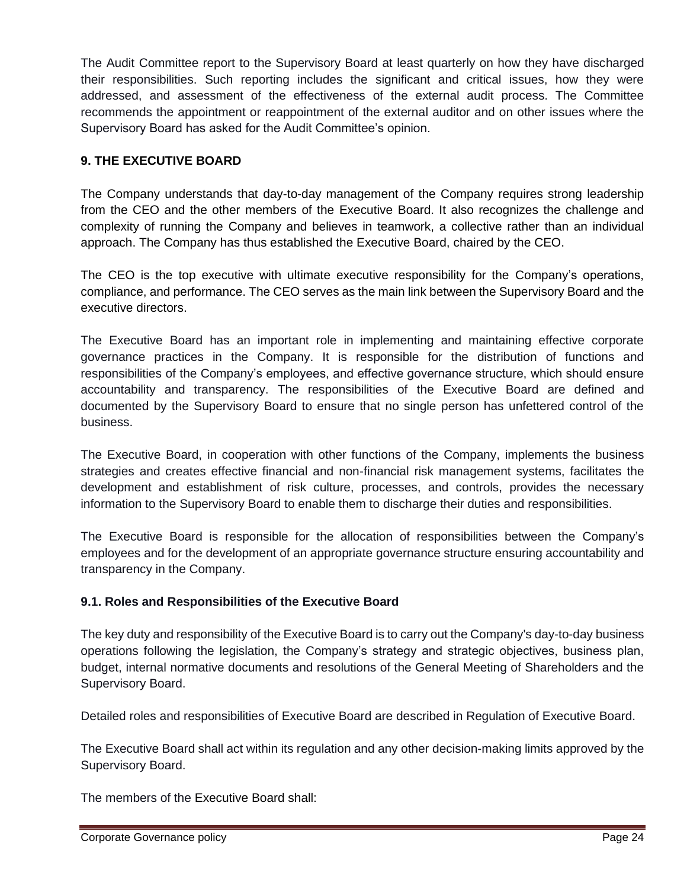The Audit Committee report to the Supervisory Board at least quarterly on how they have discharged their responsibilities. Such reporting includes the significant and critical issues, how they were addressed, and assessment of the effectiveness of the external audit process. The Committee recommends the appointment or reappointment of the external auditor and on other issues where the Supervisory Board has asked for the Audit Committee's opinion.

## 9. THE EXECUTIVE BOARD

The Company understands that day-to-day management of the Company requires strong leadership from the CEO and the other members of the Executive Board. It also recognizes the challenge and complexity of running the Company and believes in teamwork, a collective rather than an individual approach. The Company has thus established the Executive Board, chaired by the CEO.

The CEO is the top executive with ultimate executive responsibility for the Company's operations, compliance, and performance. The CEO serves as the main link between the Supervisory Board and the executive directors.

The Executive Board has an important role in implementing and maintaining effective corporate governance practices in the Company. It is responsible for the distribution of functions and responsibilities of the Company's employees, and effective governance structure, which should ensure accountability and transparency. The responsibilities of the Executive Board are defined and documented by the Supervisory Board to ensure that no single person has unfettered control of the business.

The Executive Board, in cooperation with other functions of the Company, implements the business strategies and creates effective financial and non-financial risk management systems, facilitates the development and establishment of risk culture, processes, and controls, provides the necessary information to the Supervisory Board to enable them to discharge their duties and responsibilities.

The Executive Board is responsible for the allocation of responsibilities between the Company's employees and for the development of an appropriate governance structure ensuring accountability and transparency in the Company.

### 9.1. Roles and Responsibilities of the Executive Board

The key duty and responsibility of the Executive Board is to carry out the Company's day-to-day business operations following the legislation, the Company's strategy and strategic objectives, business plan, budget, internal normative documents and resolutions of the General Meeting of Shareholders and the Supervisory Board.

Detailed roles and responsibilities of Executive Board are described in Regulation of Executive Board.

The Executive Board shall act within its regulation and any other decision-making limits approved by the Supervisory Board.

The members of the Executive Board shall: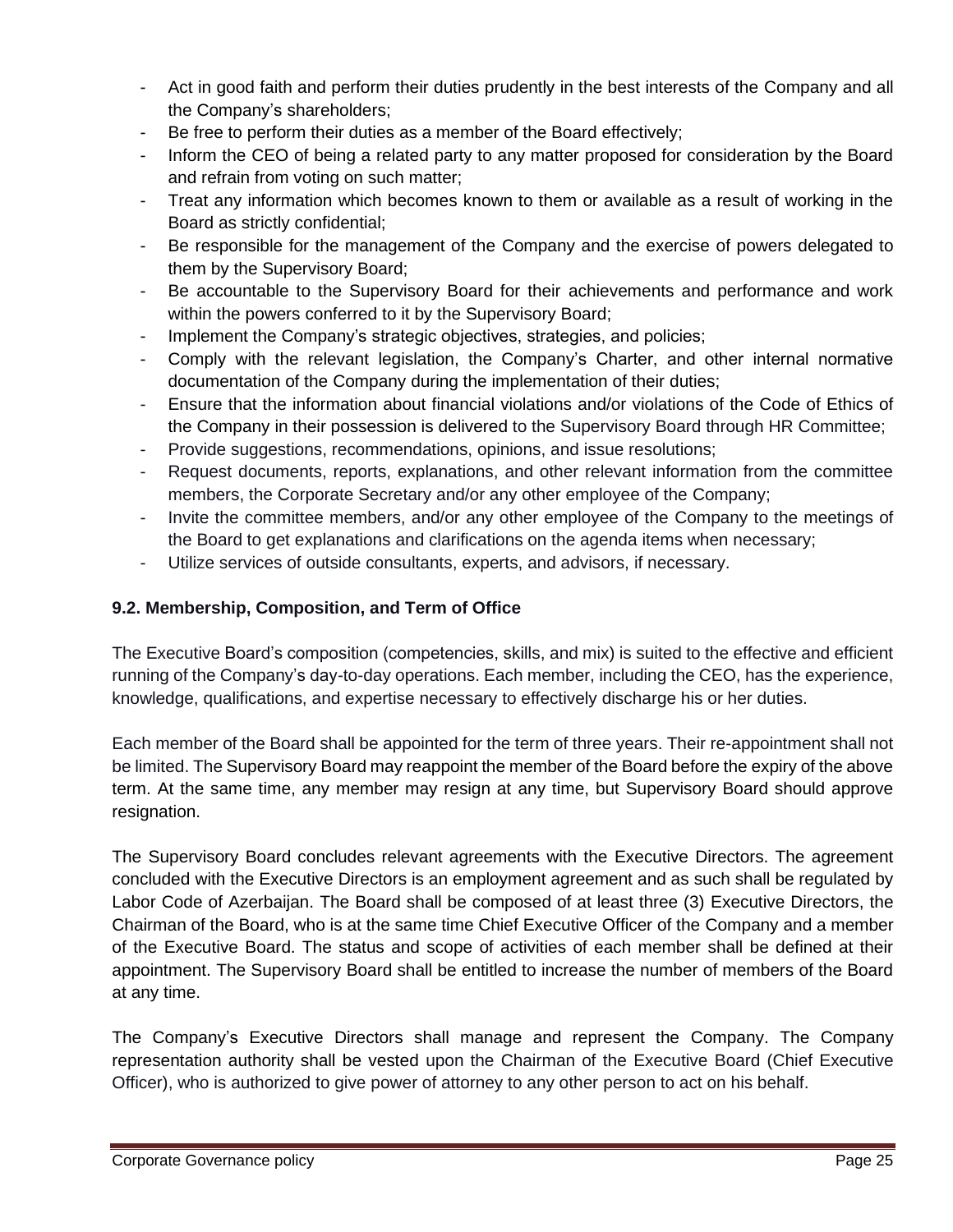- Act in good faith and perform their duties prudently in the best interests of the Company and all the Company's shareholders;
- Be free to perform their duties as a member of the Board effectively;
- Inform the CEO of being a related party to any matter proposed for consideration by the Board and refrain from voting on such matter;
- Treat any information which becomes known to them or available as a result of working in the Board as strictly confidential;
- Be responsible for the management of the Company and the exercise of powers delegated to them by the Supervisory Board;
- Be accountable to the Supervisory Board for their achievements and performance and work within the powers conferred to it by the Supervisory Board;
- Implement the Company's strategic objectives, strategies, and policies;
- Comply with the relevant legislation, the Company's Charter, and other internal normative documentation of the Company during the implementation of their duties;
- Ensure that the information about financial violations and/or violations of the Code of Ethics of the Company in their possession is delivered to the Supervisory Board through HR Committee;
- Provide suggestions, recommendations, opinions, and issue resolutions;
- Request documents, reports, explanations, and other relevant information from the committee members, the Corporate Secretary and/or any other employee of the Company;
- Invite the committee members, and/or any other employee of the Company to the meetings of the Board to get explanations and clarifications on the agenda items when necessary;
- Utilize services of outside consultants, experts, and advisors, if necessary.

### 9.2. Membership, Composition, and Term of Office

The Executive Board's composition (competencies, skills, and mix) is suited to the effective and efficient running of the Company's day-to-day operations. Each member, including the CEO, has the experience, knowledge, qualifications, and expertise necessary to effectively discharge his or her duties.

Each member of the Board shall be appointed for the term of three years. Their re-appointment shall not be limited. The Supervisory Board may reappoint the member of the Board before the expiry of the above term. At the same time, any member may resign at any time, but Supervisory Board should approve resignation.

The Supervisory Board concludes relevant agreements with the Executive Directors. The agreement concluded with the Executive Directors is an employment agreement and as such shall be regulated by Labor Code of Azerbaijan. The Board shall be composed of at least three (3) Executive Directors, the Chairman of the Board, who is at the same time Chief Executive Officer of the Company and a member of the Executive Board. The status and scope of activities of each member shall be defined at their appointment. The Supervisory Board shall be entitled to increase the number of members of the Board at any time.

The Company's Executive Directors shall manage and represent the Company. The Company representation authority shall be vested upon the Chairman of the Executive Board (Chief Executive Officer), who is authorized to give power of attorney to any other person to act on his behalf.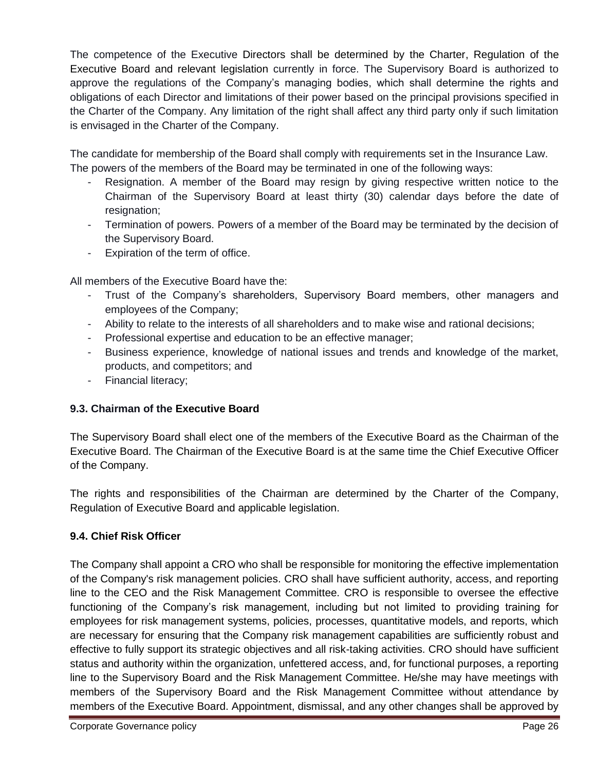The competence of the Executive Directors shall be determined by the Charter, Regulation of the Executive Board and relevant legislation currently in force. The Supervisory Board is authorized to approve the regulations of the Company's managing bodies, which shall determine the rights and obligations of each Director and limitations of their power based on the principal provisions specified in the Charter of the Company. Any limitation of the right shall affect any third party only if such limitation is envisaged in the Charter of the Company.

The candidate for membership of the Board shall comply with requirements set in the Insurance Law. The powers of the members of the Board may be terminated in one of the following ways:

- Resignation. A member of the Board may resign by giving respective written notice to the Chairman of the Supervisory Board at least thirty (30) calendar days before the date of resignation;
- Termination of powers. Powers of a member of the Board may be terminated by the decision of the Supervisory Board.
- Expiration of the term of office.

All members of the Executive Board have the:

- Trust of the Company's shareholders, Supervisory Board members, other managers and employees of the Company;
- Ability to relate to the interests of all shareholders and to make wise and rational decisions;
- Professional expertise and education to be an effective manager;
- Business experience, knowledge of national issues and trends and knowledge of the market, products, and competitors; and
- Financial literacy;

### 9.3. Chairman of the Executive Board

The Supervisory Board shall elect one of the members of the Executive Board as the Chairman of the Executive Board. The Chairman of the Executive Board is at the same time the Chief Executive Officer of the Company.

The rights and responsibilities of the Chairman are determined by the Charter of the Company, Regulation of Executive Board and applicable legislation.

### 9.4. Chief Risk Officer

The Company shall appoint a CRO who shall be responsible for monitoring the effective implementation of the Company's risk management policies. CRO shall have sufficient authority, access, and reporting line to the CEO and the Risk Management Committee. CRO is responsible to oversee the effective functioning of the Company's risk management, including but not limited to providing training for employees for risk management systems, policies, processes, quantitative models, and reports, which are necessary for ensuring that the Company risk management capabilities are sufficiently robust and effective to fully support its strategic objectives and all risk-taking activities. CRO should have sufficient status and authority within the organization, unfettered access, and, for functional purposes, a reporting line to the Supervisory Board and the Risk Management Committee. He/she may have meetings with members of the Supervisory Board and the Risk Management Committee without attendance by members of the Executive Board. Appointment, dismissal, and any other changes shall be approved by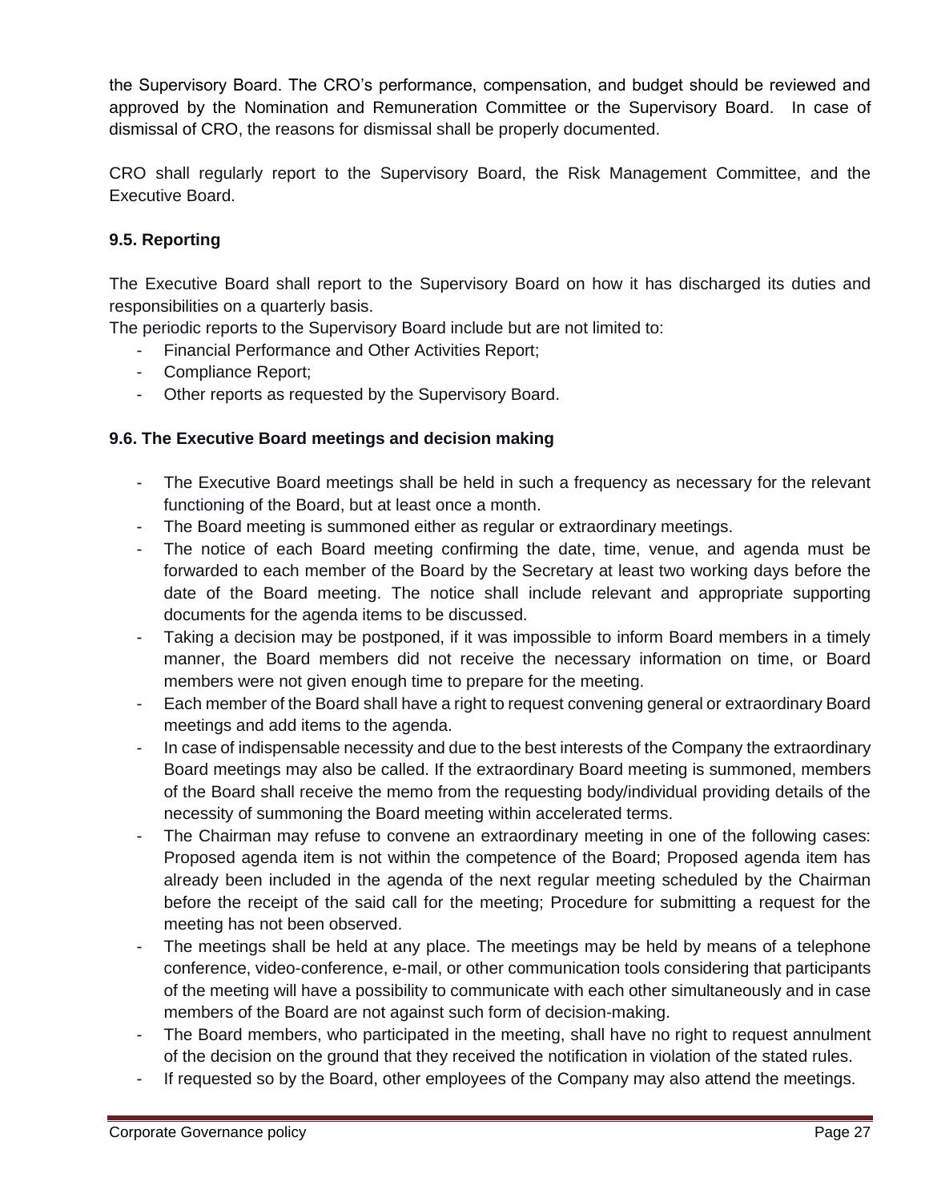the Supervisory Board. The CRO's performance, compensation, and budget should be reviewed and approved by the Nomination and Remuneration Committee or the Supervisory Board. In case of dismissal of CRO, the reasons for dismissal shall be properly documented.

CRO shall regularly report to the Supervisory Board, the Risk Management Committee, and the Executive Board.

### 9.5. Reporting

The Executive Board shall report to the Supervisory Board on how it has discharged its duties and responsibilities on a quarterly basis.

The periodic reports to the Supervisory Board include but are not limited to:

- Financial Performance and Other Activities Report;
- Compliance Report;
- Other reports as requested by the Supervisory Board.

### 9.6. The Executive Board meetings and decision making

- The Executive Board meetings shall be held in such a frequency as necessary for the relevant functioning of the Board, but at least once a month.
- The Board meeting is summoned either as regular or extraordinary meetings.
- The notice of each Board meeting confirming the date, time, venue, and agenda must be forwarded to each member of the Board by the Secretary at least two working days before the date of the Board meeting. The notice shall include relevant and appropriate supporting documents for the agenda items to be discussed.
- Taking a decision may be postponed, if it was impossible to inform Board members in a timely manner, the Board members did not receive the necessary information on time, or Board members were not given enough time to prepare for the meeting.
- Each member of the Board shall have a right to request convening general or extraordinary Board meetings and add items to the agenda.
- In case of indispensable necessity and due to the best interests of the Company the extraordinary Board meetings may also be called. If the extraordinary Board meeting is summoned, members of the Board shall receive the memo from the requesting body/individual providing details of the necessity of summoning the Board meeting within accelerated terms.
- The Chairman may refuse to convene an extraordinary meeting in one of the following cases: Proposed agenda item is not within the competence of the Board; Proposed agenda item has already been included in the agenda of the next regular meeting scheduled by the Chairman before the receipt of the said call for the meeting; Procedure for submitting a request for the meeting has not been observed.
- The meetings shall be held at any place. The meetings may be held by means of a telephone conference, video-conference, e-mail, or other communication tools considering that participants of the meeting will have a possibility to communicate with each other simultaneously and in case members of the Board are not against such form of decision-making.
- The Board members, who participated in the meeting, shall have no right to request annulment of the decision on the ground that they received the notification in violation of the stated rules.
- If requested so by the Board, other employees of the Company may also attend the meetings.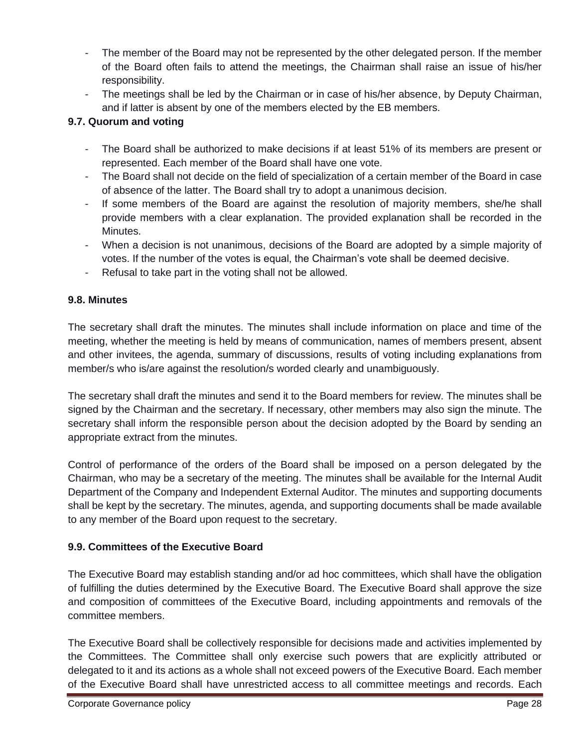- The member of the Board may not be represented by the other delegated person. If the member of the Board often fails to attend the meetings, the Chairman shall raise an issue of his/her responsibility.
- The meetings shall be led by the Chairman or in case of his/her absence, by Deputy Chairman, and if latter is absent by one of the members elected by the EB members.

**9.7. Quorum and voting**

- The Board shall be authorized to make decisions if at least 51% of its members are present or represented. Each member of the Board shall have one vote.
- The Board shall not decide on the field of specialization of a certain member of the Board in case of absence of the latter. The Board shall try to adopt a unanimous decision.
- If some members of the Board are against the resolution of majority members, she/he shall provide members with a clear explanation. The provided explanation shall be recorded in the Minutes.
- When a decision is not unanimous, decisions of the Board are adopted by a simple majority of votes. If the number of the votes is equal, the Chairman's vote shall be deemed decisive.
- Refusal to take part in the voting shall not be allowed.

**9.8. Minutes**

The secretary shall draft the minutes. The minutes shall include information on place and time of the meeting, whether the meeting is held by means of communication, names of members present, absent and other invitees, the agenda, summary of discussions, results of voting including explanations from member/s who is/are against the resolution/s worded clearly and unambiguously.

The secretary shall draft the minutes and send it to the Board members for review. The minutes shall be signed by the Chairman and the secretary. If necessary, other members may also sign the minute. The secretary shall inform the responsible person about the decision adopted by the Board by sending an appropriate extract from the minutes.

Control of performance of the orders of the Board shall be imposed on a person delegated by the Chairman, who may be a secretary of the meeting. The minutes shall be available for the Internal Audit Department of the Company and Independent External Auditor. The minutes and supporting documents shall be kept by the secretary. The minutes, agenda, and supporting documents shall be made available to any member of the Board upon request to the secretary.

**9.9. Committees of the Executive Board**

The Executive Board may establish standing and/or ad hoc committees, which shall have the obligation of fulfilling the duties determined by the Executive Board. The Executive Board shall approve the size and composition of committees of the Executive Board, including appointments and removals of the committee members.

The Executive Board shall be collectively responsible for decisions made and activities implemented by the Committees. The Committee shall only exercise such powers that are explicitly attributed or delegated to it and its actions as a whole shall not exceed powers of the Executive Board. Each member of the Executive Board shall have unrestricted access to all committee meetings and records. Each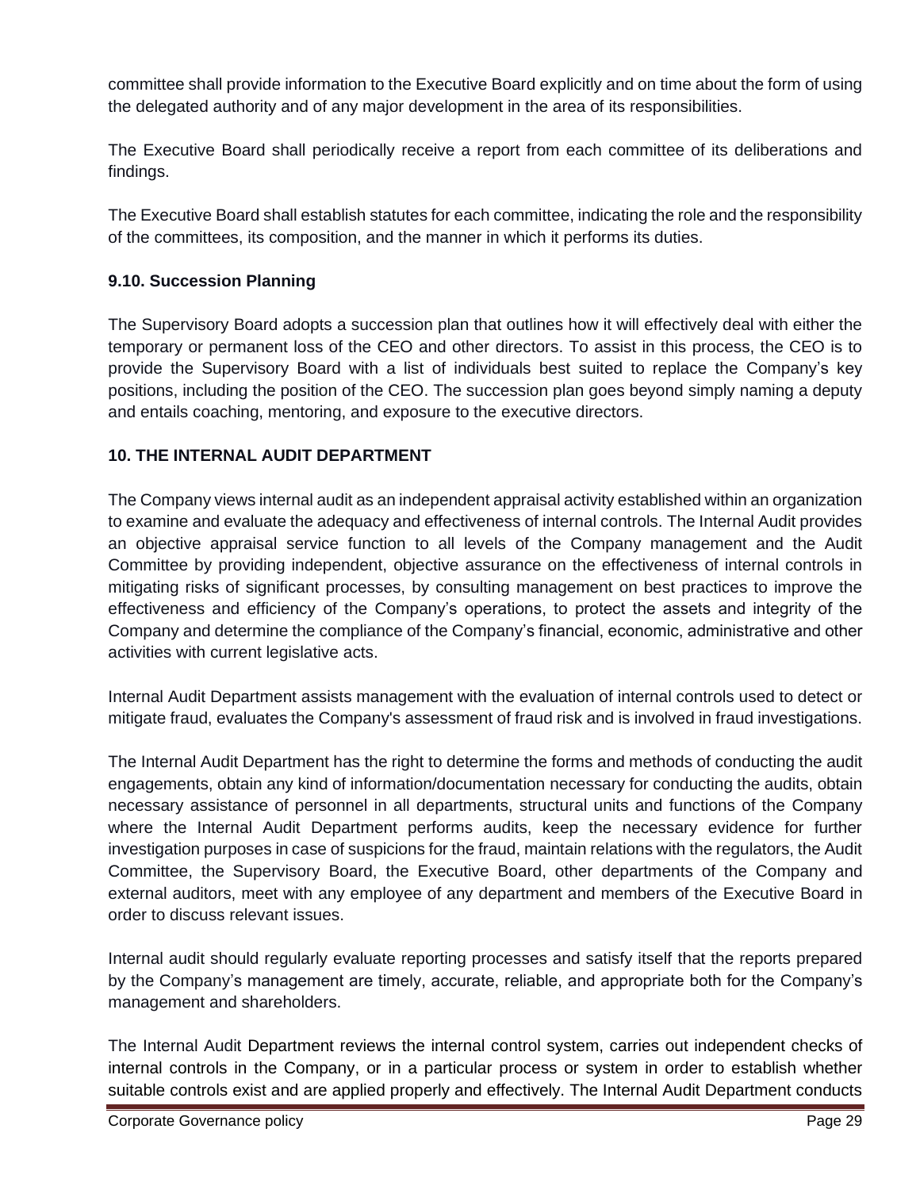committee shall provide information to the Executive Board explicitly and on time about the form of using the delegated authority and of any major development in the area of its responsibilities.

The Executive Board shall periodically receive a report from each committee of its deliberations and findings.

The Executive Board shall establish statutes for each committee, indicating the role and the responsibility of the committees, its composition, and the manner in which it performs its duties.

### 9.10. Succession Planning

The Supervisory Board adopts a succession plan that outlines how it will effectively deal with either the temporary or permanent loss of the CEO and other directors. To assist in this process, the CEO is to provide the Supervisory Board with a list of individuals best suited to replace the Company's key positions, including the position of the CEO. The succession plan goes beyond simply naming a deputy and entails coaching, mentoring, and exposure to the executive directors.

## 10. THE INTERNAL AUDIT DEPARTMENT

The Company views internal audit as an independent appraisal activity established within an organization to examine and evaluate the adequacy and effectiveness of internal controls. The Internal Audit provides an objective appraisal service function to all levels of the Company management and the Audit Committee by providing independent, objective assurance on the effectiveness of internal controls in mitigating risks of significant processes, by consulting management on best practices to improve the effectiveness and efficiency of the Company's operations, to protect the assets and integrity of the Company and determine the compliance of the Company's financial, economic, administrative and other activities with current legislative acts.

Internal Audit Department assists management with the evaluation of internal controls used to detect or mitigate fraud, evaluates the Company's assessment of fraud risk and is involved in fraud investigations.

The Internal Audit Department has the right to determine the forms and methods of conducting the audit engagements, obtain any kind of information/documentation necessary for conducting the audits, obtain necessary assistance of personnel in all departments, structural units and functions of the Company where the Internal Audit Department performs audits, keep the necessary evidence for further investigation purposes in case of suspicions for the fraud, maintain relations with the regulators, the Audit Committee, the Supervisory Board, the Executive Board, other departments of the Company and external auditors, meet with any employee of any department and members of the Executive Board in order to discuss relevant issues.

Internal audit should regularly evaluate reporting processes and satisfy itself that the reports prepared by the Company's management are timely, accurate, reliable, and appropriate both for the Company's management and shareholders.

The Internal Audit Department reviews the internal control system, carries out independent checks of internal controls in the Company, or in a particular process or system in order to establish whether suitable controls exist and are applied properly and effectively. The Internal Audit Department conducts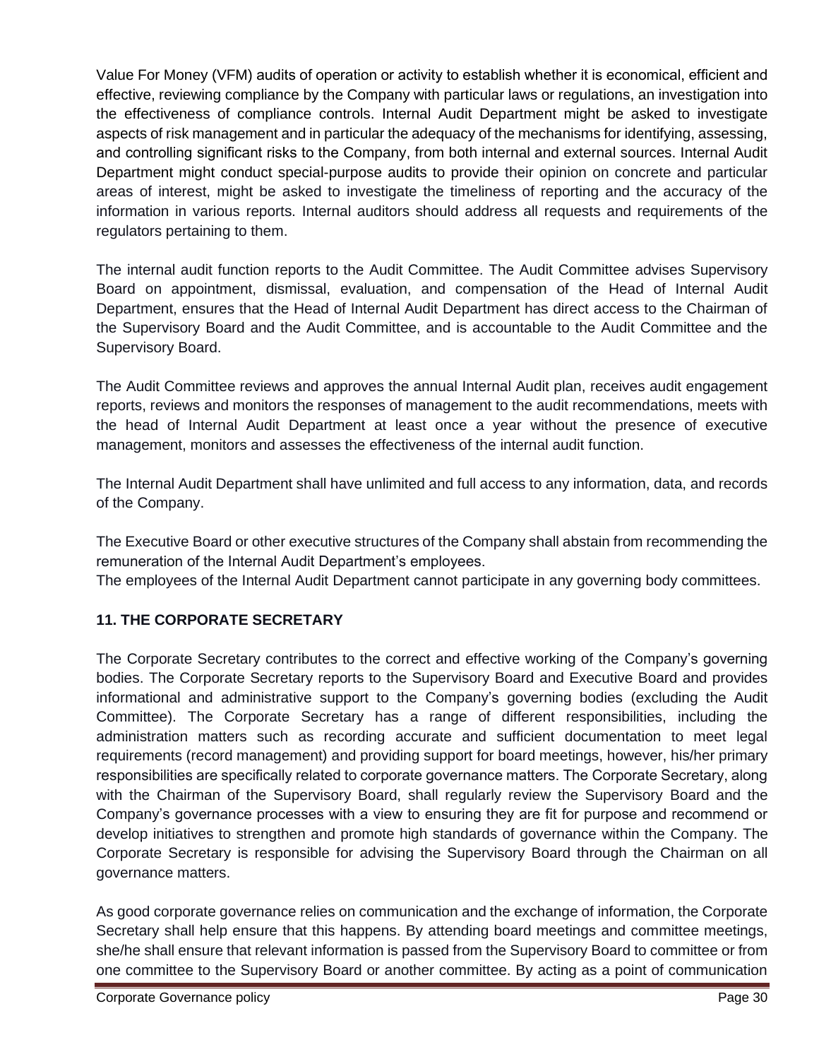Value For Money (VFM) audits of operation or activity to establish whether it is economical, efficient and effective, reviewing compliance by the Company with particular laws or regulations, an investigation into the effectiveness of compliance controls. Internal Audit Department might be asked to investigate aspects of risk management and in particular the adequacy of the mechanisms for identifying, assessing, and controlling significant risks to the Company, from both internal and external sources. Internal Audit Department might conduct special-purpose audits to provide their opinion on concrete and particular areas of interest, might be asked to investigate the timeliness of reporting and the accuracy of the information in various reports. Internal auditors should address all requests and requirements of the regulators pertaining to them.

The internal audit function reports to the Audit Committee. The Audit Committee advises Supervisory Board on appointment, dismissal, evaluation, and compensation of the Head of Internal Audit Department, ensures that the Head of Internal Audit Department has direct access to the Chairman of the Supervisory Board and the Audit Committee, and is accountable to the Audit Committee and the Supervisory Board.

The Audit Committee reviews and approves the annual Internal Audit plan, receives audit engagement reports, reviews and monitors the responses of management to the audit recommendations, meets with the head of Internal Audit Department at least once a year without the presence of executive management, monitors and assesses the effectiveness of the internal audit function.

The Internal Audit Department shall have unlimited and full access to any information, data, and records of the Company.

The Executive Board or other executive structures of the Company shall abstain from recommending the remuneration of the Internal Audit Department's employees.
The employees of the Internal Audit Department cannot participate in any governing body committees.

## 11. THE CORPORATE SECRETARY

The Corporate Secretary contributes to the correct and effective working of the Company's governing bodies. The Corporate Secretary reports to the Supervisory Board and Executive Board and provides informational and administrative support to the Company's governing bodies (excluding the Audit Committee). The Corporate Secretary has a range of different responsibilities, including the administration matters such as recording accurate and sufficient documentation to meet legal requirements (record management) and providing support for board meetings, however, his/her primary responsibilities are specifically related to corporate governance matters. The Corporate Secretary, along with the Chairman of the Supervisory Board, shall regularly review the Supervisory Board and the Company's governance processes with a view to ensuring they are fit for purpose and recommend or develop initiatives to strengthen and promote high standards of governance within the Company. The Corporate Secretary is responsible for advising the Supervisory Board through the Chairman on all governance matters.

As good corporate governance relies on communication and the exchange of information, the Corporate Secretary shall help ensure that this happens. By attending board meetings and committee meetings, she/he shall ensure that relevant information is passed from the Supervisory Board to committee or from one committee to the Supervisory Board or another committee. By acting as a point of communication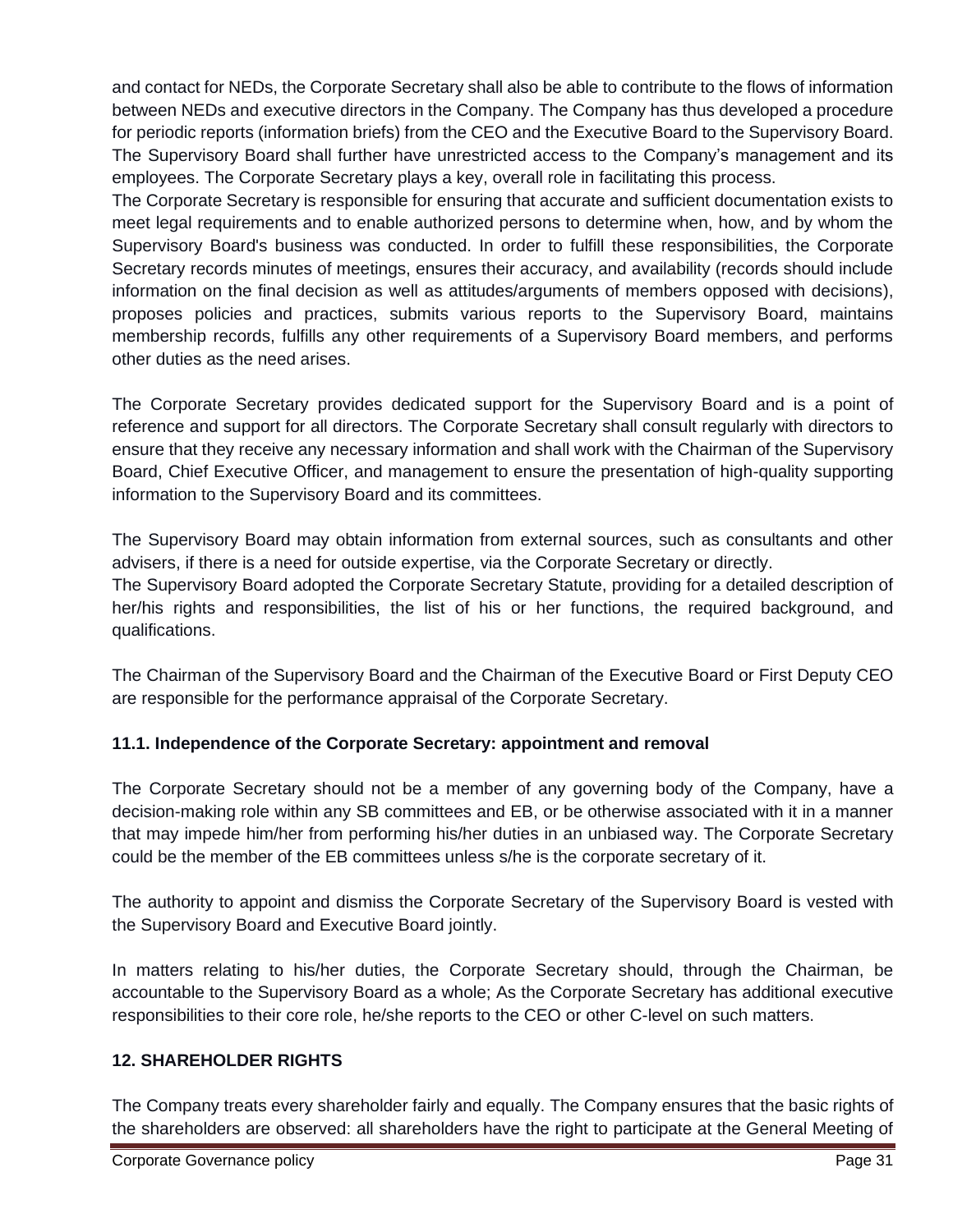and contact for NEDs, the Corporate Secretary shall also be able to contribute to the flows of information between NEDs and executive directors in the Company. The Company has thus developed a procedure for periodic reports (information briefs) from the CEO and the Executive Board to the Supervisory Board. The Supervisory Board shall further have unrestricted access to the Company's management and its employees. The Corporate Secretary plays a key, overall role in facilitating this process.
The Corporate Secretary is responsible for ensuring that accurate and sufficient documentation exists to meet legal requirements and to enable authorized persons to determine when, how, and by whom the Supervisory Board's business was conducted. In order to fulfill these responsibilities, the Corporate Secretary records minutes of meetings, ensures their accuracy, and availability (records should include information on the final decision as well as attitudes/arguments of members opposed with decisions), proposes policies and practices, submits various reports to the Supervisory Board, maintains membership records, fulfills any other requirements of a Supervisory Board members, and performs other duties as the need arises.

The Corporate Secretary provides dedicated support for the Supervisory Board and is a point of reference and support for all directors. The Corporate Secretary shall consult regularly with directors to ensure that they receive any necessary information and shall work with the Chairman of the Supervisory Board, Chief Executive Officer, and management to ensure the presentation of high-quality supporting information to the Supervisory Board and its committees.

The Supervisory Board may obtain information from external sources, such as consultants and other advisers, if there is a need for outside expertise, via the Corporate Secretary or directly.
The Supervisory Board adopted the Corporate Secretary Statute, providing for a detailed description of her/his rights and responsibilities, the list of his or her functions, the required background, and qualifications.

The Chairman of the Supervisory Board and the Chairman of the Executive Board or First Deputy CEO are responsible for the performance appraisal of the Corporate Secretary.

### 11.1. Independence of the Corporate Secretary: appointment and removal

The Corporate Secretary should not be a member of any governing body of the Company, have a decision-making role within any SB committees and EB, or be otherwise associated with it in a manner that may impede him/her from performing his/her duties in an unbiased way. The Corporate Secretary could be the member of the EB committees unless s/he is the corporate secretary of it.

The authority to appoint and dismiss the Corporate Secretary of the Supervisory Board is vested with the Supervisory Board and Executive Board jointly.

In matters relating to his/her duties, the Corporate Secretary should, through the Chairman, be accountable to the Supervisory Board as a whole; As the Corporate Secretary has additional executive responsibilities to their core role, he/she reports to the CEO or other C-level on such matters.

## 12. SHAREHOLDER RIGHTS

The Company treats every shareholder fairly and equally. The Company ensures that the basic rights of the shareholders are observed: all shareholders have the right to participate at the General Meeting of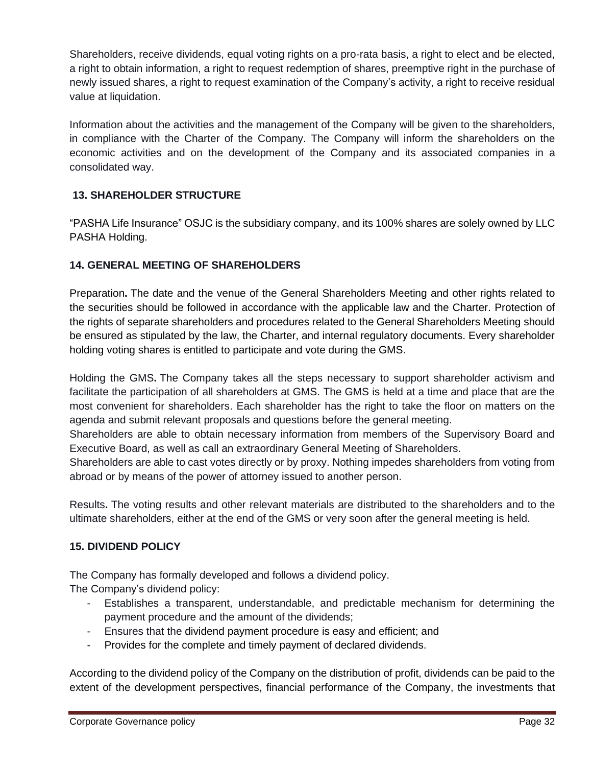Shareholders, receive dividends, equal voting rights on a pro-rata basis, a right to elect and be elected, a right to obtain information, a right to request redemption of shares, preemptive right in the purchase of newly issued shares, a right to request examination of the Company's activity, a right to receive residual value at liquidation.

Information about the activities and the management of the Company will be given to the shareholders, in compliance with the Charter of the Company. The Company will inform the shareholders on the economic activities and on the development of the Company and its associated companies in a consolidated way.

## 13. SHAREHOLDER STRUCTURE

"PASHA Life Insurance" OSJC is the subsidiary company, and its 100% shares are solely owned by LLC PASHA Holding.

## 14. GENERAL MEETING OF SHAREHOLDERS

Preparation**.** The date and the venue of the General Shareholders Meeting and other rights related to the securities should be followed in accordance with the applicable law and the Charter. Protection of the rights of separate shareholders and procedures related to the General Shareholders Meeting should be ensured as stipulated by the law, the Charter, and internal regulatory documents. Every shareholder holding voting shares is entitled to participate and vote during the GMS.

Holding the GMS**.** The Company takes all the steps necessary to support shareholder activism and facilitate the participation of all shareholders at GMS. The GMS is held at a time and place that are the most convenient for shareholders. Each shareholder has the right to take the floor on matters on the agenda and submit relevant proposals and questions before the general meeting.
Shareholders are able to obtain necessary information from members of the Supervisory Board and Executive Board, as well as call an extraordinary General Meeting of Shareholders.
Shareholders are able to cast votes directly or by proxy. Nothing impedes shareholders from voting from abroad or by means of the power of attorney issued to another person.

Results**.** The voting results and other relevant materials are distributed to the shareholders and to the ultimate shareholders, either at the end of the GMS or very soon after the general meeting is held.

## 15. DIVIDEND POLICY

The Company has formally developed and follows a dividend policy.
The Company's dividend policy:

- Establishes a transparent, understandable, and predictable mechanism for determining the payment procedure and the amount of the dividends;
- Ensures that the dividend payment procedure is easy and efficient; and
- Provides for the complete and timely payment of declared dividends.

According to the dividend policy of the Company on the distribution of profit, dividends can be paid to the extent of the development perspectives, financial performance of the Company, the investments that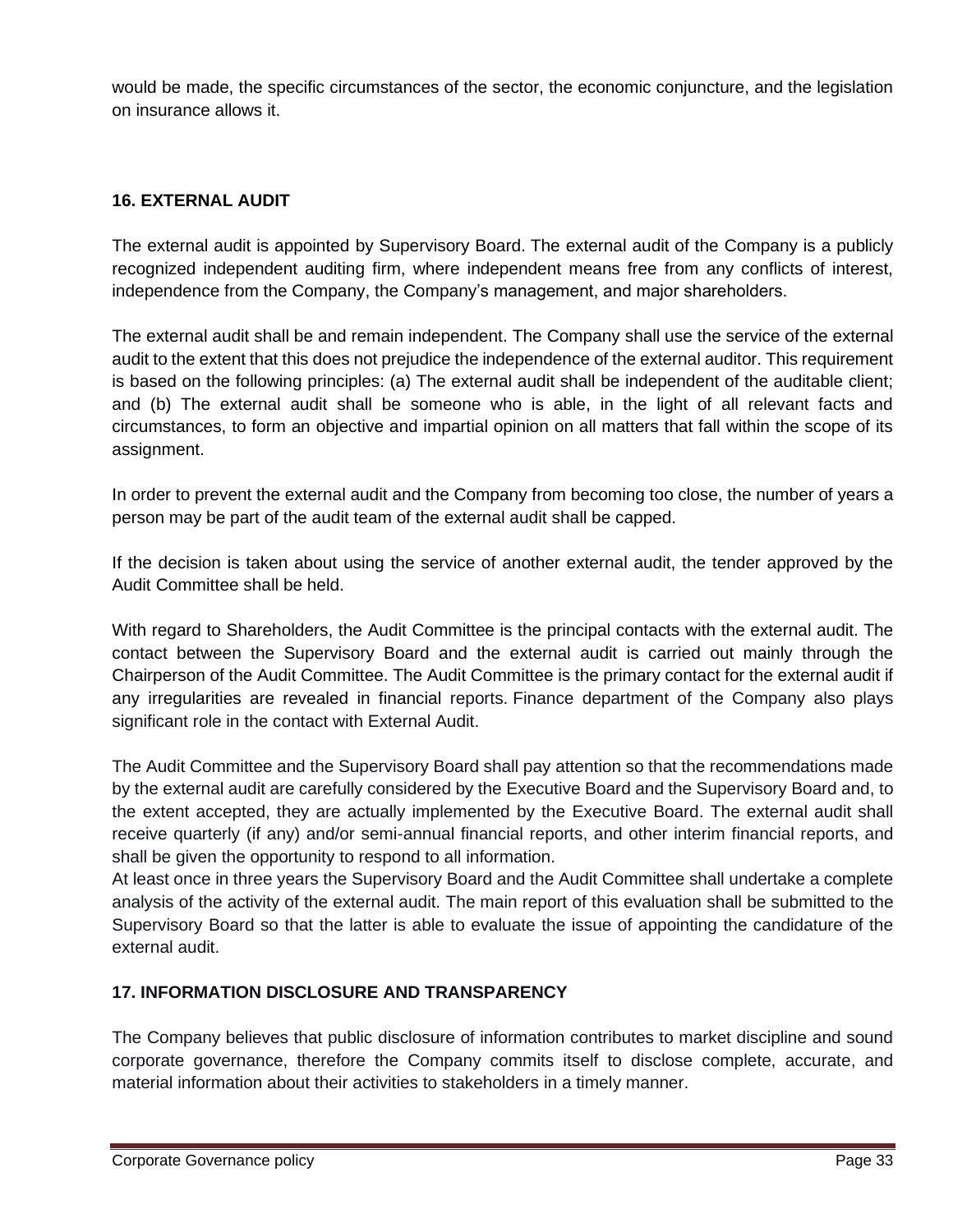would be made, the specific circumstances of the sector, the economic conjuncture, and the legislation on insurance allows it.

## 16. EXTERNAL AUDIT

The external audit is appointed by Supervisory Board. The external audit of the Company is a publicly recognized independent auditing firm, where independent means free from any conflicts of interest, independence from the Company, the Company's management, and major shareholders.

The external audit shall be and remain independent. The Company shall use the service of the external audit to the extent that this does not prejudice the independence of the external auditor. This requirement is based on the following principles: (a) The external audit shall be independent of the auditable client; and (b) The external audit shall be someone who is able, in the light of all relevant facts and circumstances, to form an objective and impartial opinion on all matters that fall within the scope of its assignment.

In order to prevent the external audit and the Company from becoming too close, the number of years a person may be part of the audit team of the external audit shall be capped.

If the decision is taken about using the service of another external audit, the tender approved by the Audit Committee shall be held.

With regard to Shareholders, the Audit Committee is the principal contacts with the external audit. The contact between the Supervisory Board and the external audit is carried out mainly through the Chairperson of the Audit Committee. The Audit Committee is the primary contact for the external audit if any irregularities are revealed in financial reports. Finance department of the Company also plays significant role in the contact with External Audit.

The Audit Committee and the Supervisory Board shall pay attention so that the recommendations made by the external audit are carefully considered by the Executive Board and the Supervisory Board and, to the extent accepted, they are actually implemented by the Executive Board. The external audit shall receive quarterly (if any) and/or semi-annual financial reports, and other interim financial reports, and shall be given the opportunity to respond to all information.
At least once in three years the Supervisory Board and the Audit Committee shall undertake a complete analysis of the activity of the external audit. The main report of this evaluation shall be submitted to the Supervisory Board so that the latter is able to evaluate the issue of appointing the candidature of the external audit.

## 17. INFORMATION DISCLOSURE AND TRANSPARENCY

The Company believes that public disclosure of information contributes to market discipline and sound corporate governance, therefore the Company commits itself to disclose complete, accurate, and material information about their activities to stakeholders in a timely manner.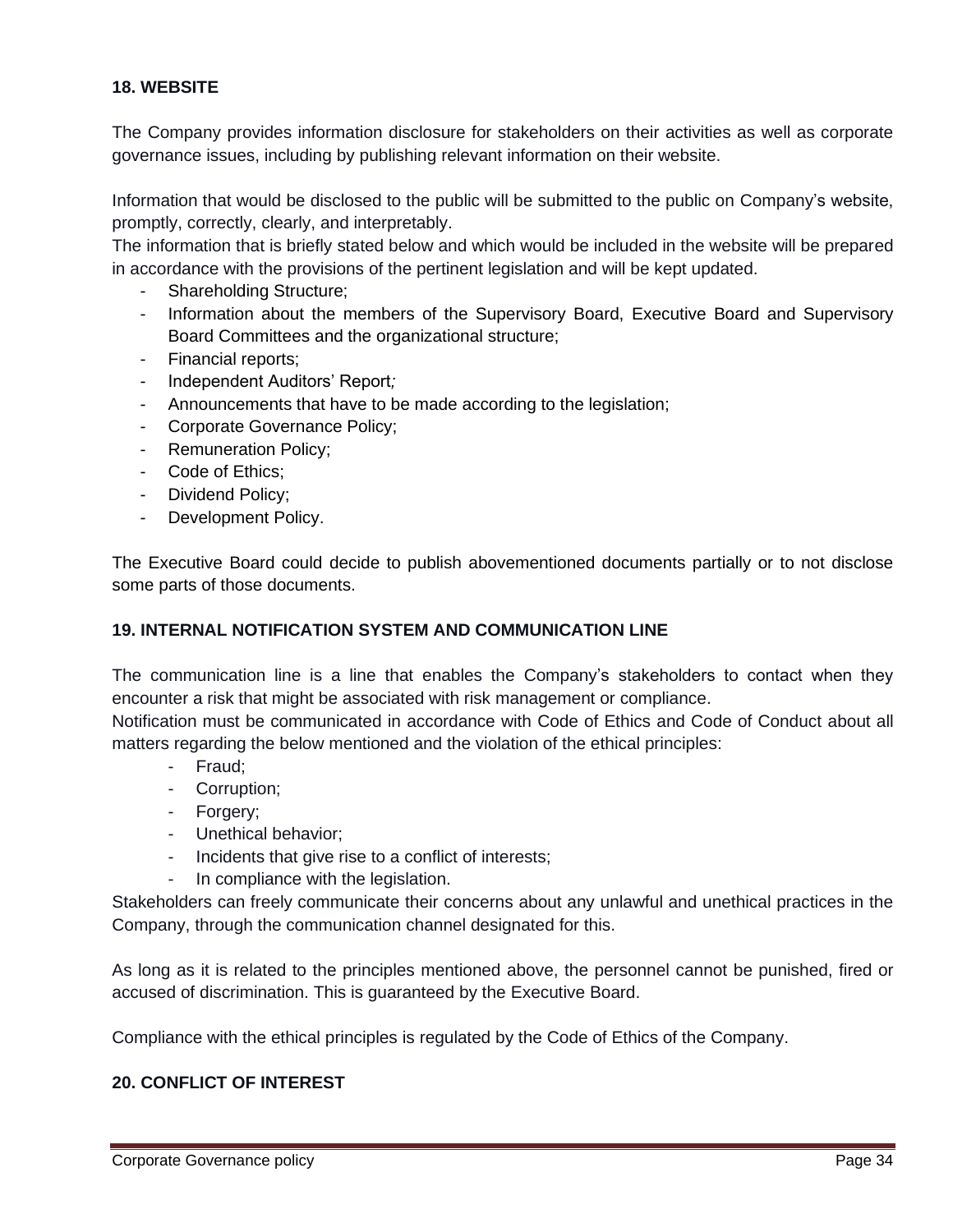## 18. WEBSITE

The Company provides information disclosure for stakeholders on their activities as well as corporate governance issues, including by publishing relevant information on their website.

Information that would be disclosed to the public will be submitted to the public on Company's website, promptly, correctly, clearly, and interpretably.
The information that is briefly stated below and which would be included in the website will be prepared in accordance with the provisions of the pertinent legislation and will be kept updated.

- Shareholding Structure;
- Information about the members of the Supervisory Board, Executive Board and Supervisory Board Committees and the organizational structure;
- Financial reports;
- Independent Auditors' Report*;*
- Announcements that have to be made according to the legislation;
- Corporate Governance Policy;
- Remuneration Policy;
- Code of Ethics;
- Dividend Policy;
- Development Policy.

The Executive Board could decide to publish abovementioned documents partially or to not disclose some parts of those documents.

## 19. INTERNAL NOTIFICATION SYSTEM AND COMMUNICATION LINE

The communication line is a line that enables the Company's stakeholders to contact when they encounter a risk that might be associated with risk management or compliance.
Notification must be communicated in accordance with Code of Ethics and Code of Conduct about all matters regarding the below mentioned and the violation of the ethical principles:

- Fraud;
- Corruption;
- Forgery;
- Unethical behavior;
- Incidents that give rise to a conflict of interests;
- In compliance with the legislation.

Stakeholders can freely communicate their concerns about any unlawful and unethical practices in the Company, through the communication channel designated for this.

As long as it is related to the principles mentioned above, the personnel cannot be punished, fired or accused of discrimination. This is guaranteed by the Executive Board.

Compliance with the ethical principles is regulated by the Code of Ethics of the Company.

## 20. CONFLICT OF INTEREST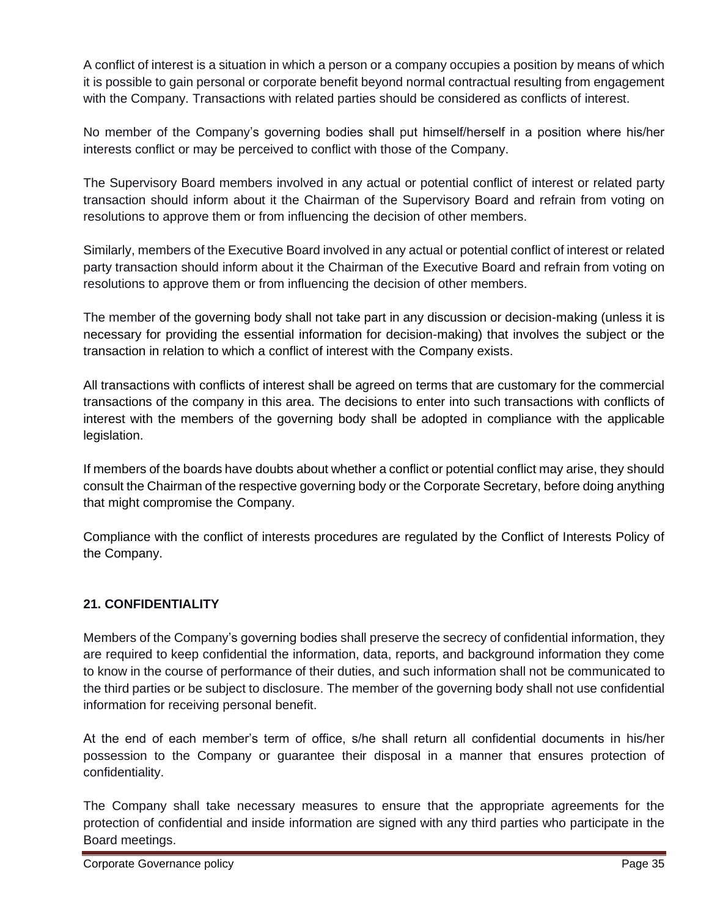A conflict of interest is a situation in which a person or a company occupies a position by means of which it is possible to gain personal or corporate benefit beyond normal contractual resulting from engagement with the Company. Transactions with related parties should be considered as conflicts of interest.

No member of the Company's governing bodies shall put himself/herself in a position where his/her interests conflict or may be perceived to conflict with those of the Company.

The Supervisory Board members involved in any actual or potential conflict of interest or related party transaction should inform about it the Chairman of the Supervisory Board and refrain from voting on resolutions to approve them or from influencing the decision of other members.

Similarly, members of the Executive Board involved in any actual or potential conflict of interest or related party transaction should inform about it the Chairman of the Executive Board and refrain from voting on resolutions to approve them or from influencing the decision of other members.

The member of the governing body shall not take part in any discussion or decision-making (unless it is necessary for providing the essential information for decision-making) that involves the subject or the transaction in relation to which a conflict of interest with the Company exists.

All transactions with conflicts of interest shall be agreed on terms that are customary for the commercial transactions of the company in this area. The decisions to enter into such transactions with conflicts of interest with the members of the governing body shall be adopted in compliance with the applicable legislation.

If members of the boards have doubts about whether a conflict or potential conflict may arise, they should consult the Chairman of the respective governing body or the Corporate Secretary, before doing anything that might compromise the Company.

Compliance with the conflict of interests procedures are regulated by the Conflict of Interests Policy of the Company.

## 21. CONFIDENTIALITY

Members of the Company's governing bodies shall preserve the secrecy of confidential information, they are required to keep confidential the information, data, reports, and background information they come to know in the course of performance of their duties, and such information shall not be communicated to the third parties or be subject to disclosure. The member of the governing body shall not use confidential information for receiving personal benefit.

At the end of each member's term of office, s/he shall return all confidential documents in his/her possession to the Company or guarantee their disposal in a manner that ensures protection of confidentiality.

The Company shall take necessary measures to ensure that the appropriate agreements for the protection of confidential and inside information are signed with any third parties who participate in the Board meetings.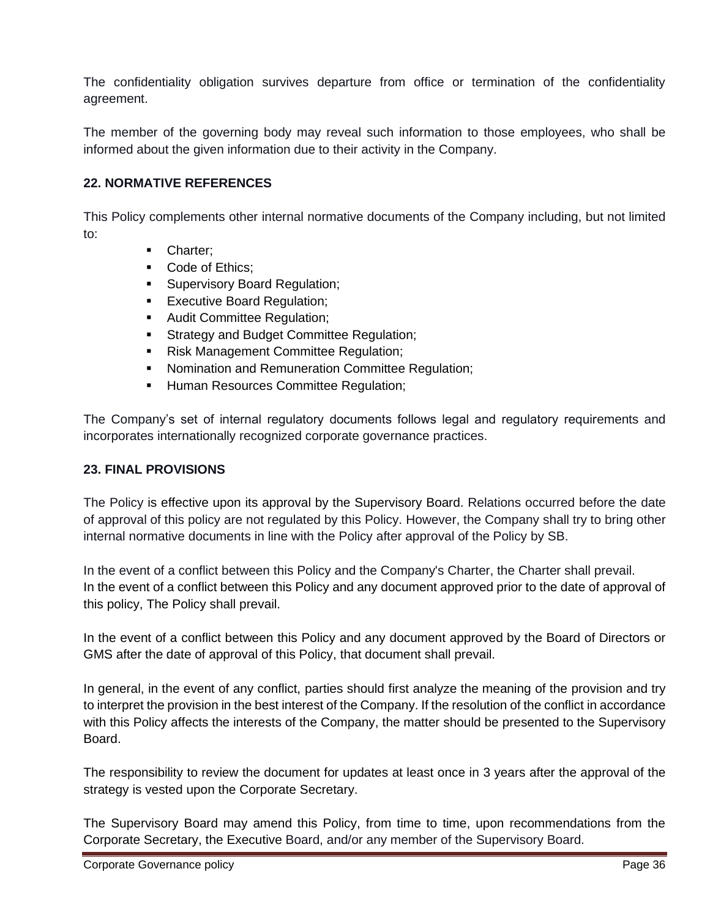The confidentiality obligation survives departure from office or termination of the confidentiality agreement.

The member of the governing body may reveal such information to those employees, who shall be informed about the given information due to their activity in the Company.

## 22. NORMATIVE REFERENCES

This Policy complements other internal normative documents of the Company including, but not limited to:

- Charter;
- Code of Ethics;
- Supervisory Board Regulation;
- Executive Board Regulation;
- Audit Committee Regulation;
- Strategy and Budget Committee Regulation;
- Risk Management Committee Regulation;
- Nomination and Remuneration Committee Regulation;
- Human Resources Committee Regulation;

The Company's set of internal regulatory documents follows legal and regulatory requirements and incorporates internationally recognized corporate governance practices.

## 23. FINAL PROVISIONS

The Policy is effective upon its approval by the Supervisory Board. Relations occurred before the date of approval of this policy are not regulated by this Policy. However, the Company shall try to bring other internal normative documents in line with the Policy after approval of the Policy by SB.

In the event of a conflict between this Policy and the Company's Charter, the Charter shall prevail.
In the event of a conflict between this Policy and any document approved prior to the date of approval of this policy, The Policy shall prevail.

In the event of a conflict between this Policy and any document approved by the Board of Directors or GMS after the date of approval of this Policy, that document shall prevail.

In general, in the event of any conflict, parties should first analyze the meaning of the provision and try to interpret the provision in the best interest of the Company. If the resolution of the conflict in accordance with this Policy affects the interests of the Company, the matter should be presented to the Supervisory Board.

The responsibility to review the document for updates at least once in 3 years after the approval of the strategy is vested upon the Corporate Secretary.

The Supervisory Board may amend this Policy, from time to time, upon recommendations from the Corporate Secretary, the Executive Board, and/or any member of the Supervisory Board.